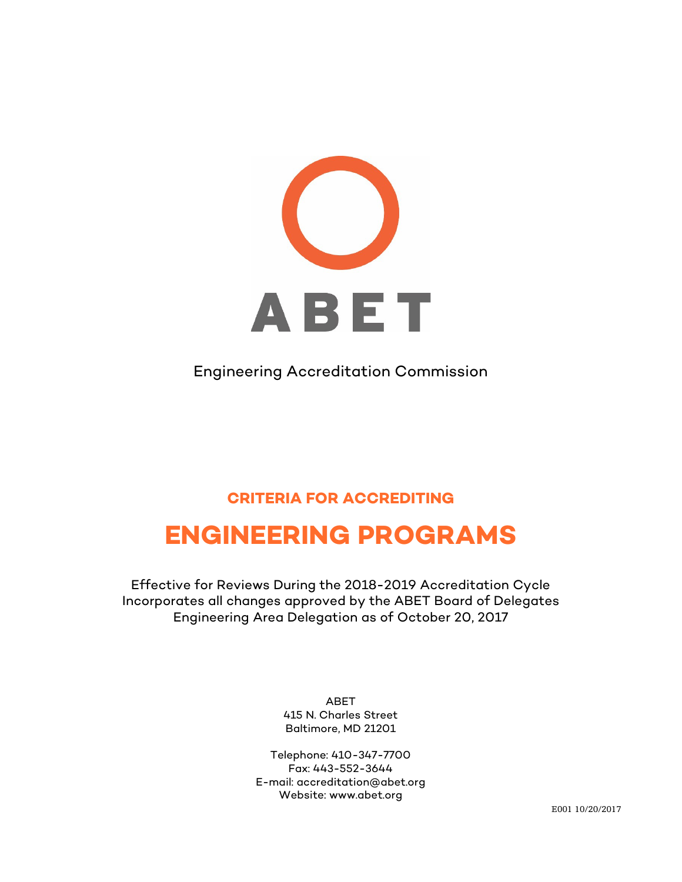ABET

Engineering Accreditation Commission

## CRITERIA FOR ACCREDITING

# ENGINEERING PROGRAMS

Effective for Reviews During the 2018-2019 Accreditation Cycle
Incorporates all changes approved by the ABET Board of Delegates
Engineering Area Delegation as of October 20, 2017

ABET
415 N. Charles Street
Baltimore, MD 21201

Telephone: 410-347-7700
Fax: 443-552-3644
E-mail: accreditation@abet.org
Website: www.abet.org

E001 10/20/2017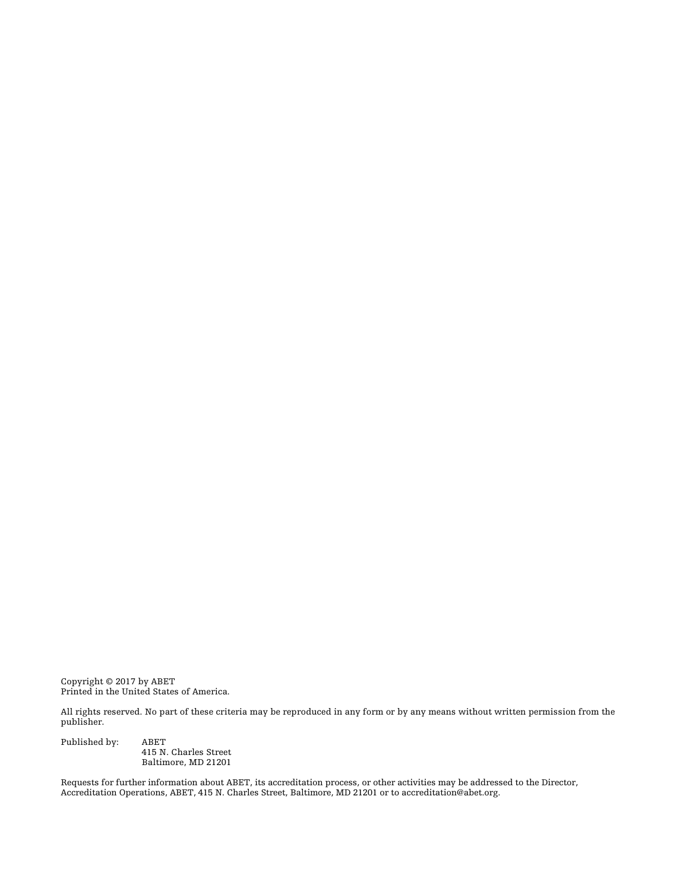Copyright © 2017 by ABET
Printed in the United States of America.

All rights reserved. No part of these criteria may be reproduced in any form or by any means without written permission from the publisher.

Published by: ABET
415 N. Charles Street
Baltimore, MD 21201

Requests for further information about ABET, its accreditation process, or other activities may be addressed to the Director, Accreditation Operations, ABET, 415 N. Charles Street, Baltimore, MD 21201 or to accreditation@abet.org.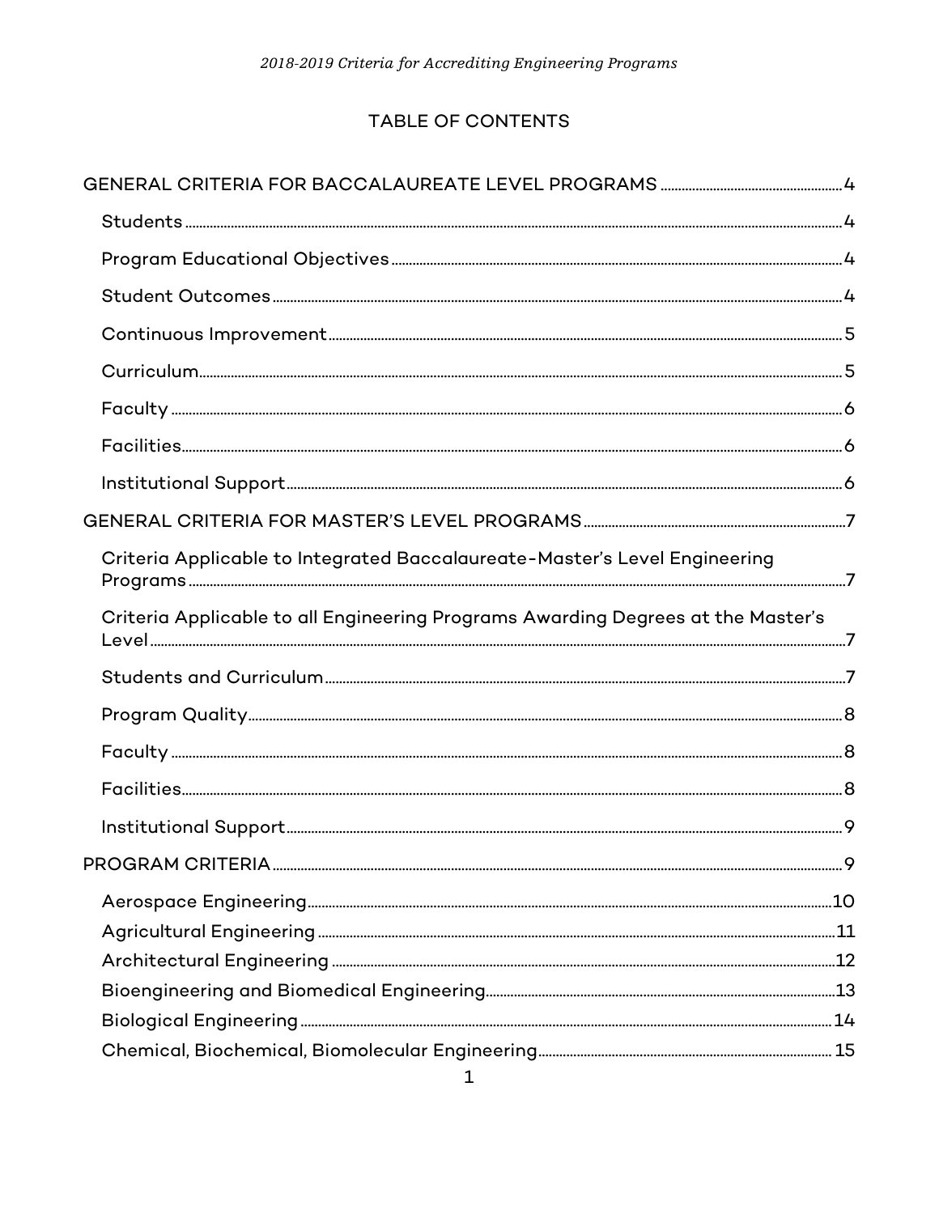# TABLE OF CONTENTS

GENERAL CRITERIA FOR BACCALAUREATE LEVEL PROGRAMS .......... 4

- Students .......... 4
- Program Educational Objectives .......... 4
- Student Outcomes .......... 4
- Continuous Improvement .......... 5
- Curriculum .......... 5
- Faculty .......... 6
- Facilities .......... 6
- Institutional Support .......... 6

GENERAL CRITERIA FOR MASTER'S LEVEL PROGRAMS .......... 7

- Criteria Applicable to Integrated Baccalaureate-Master's Level Engineering Programs .......... 7
- Criteria Applicable to all Engineering Programs Awarding Degrees at the Master's Level .......... 7
- Students and Curriculum .......... 7
- Program Quality .......... 8
- Faculty .......... 8
- Facilities .......... 8
- Institutional Support .......... 9

PROGRAM CRITERIA .......... 9

- Aerospace Engineering .......... 10
- Agricultural Engineering .......... 11
- Architectural Engineering .......... 12
- Bioengineering and Biomedical Engineering .......... 13
- Biological Engineering .......... 14
- Chemical, Biochemical, Biomolecular Engineering .......... 15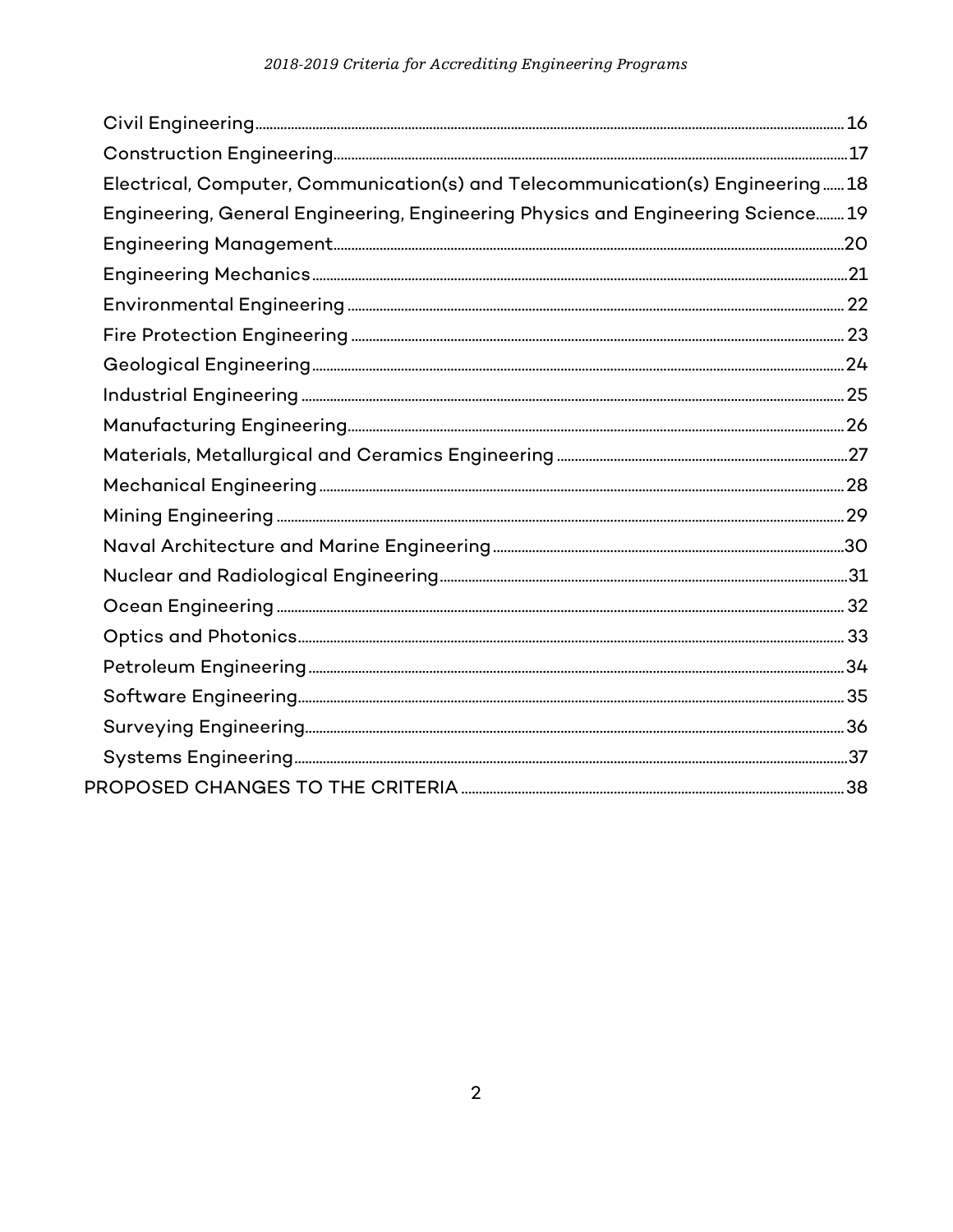- Civil Engineering ........ 16
- Construction Engineering ........ 17
- Electrical, Computer, Communication(s) and Telecommunication(s) Engineering ........ 18
- Engineering, General Engineering, Engineering Physics and Engineering Science ........ 19
- Engineering Management ........ 20
- Engineering Mechanics ........ 21
- Environmental Engineering ........ 22
- Fire Protection Engineering ........ 23
- Geological Engineering ........ 24
- Industrial Engineering ........ 25
- Manufacturing Engineering ........ 26
- Materials, Metallurgical and Ceramics Engineering ........ 27
- Mechanical Engineering ........ 28
- Mining Engineering ........ 29
- Naval Architecture and Marine Engineering ........ 30
- Nuclear and Radiological Engineering ........ 31
- Ocean Engineering ........ 32
- Optics and Photonics ........ 33
- Petroleum Engineering ........ 34
- Software Engineering ........ 35
- Surveying Engineering ........ 36
- Systems Engineering ........ 37

PROPOSED CHANGES TO THE CRITERIA ........ 38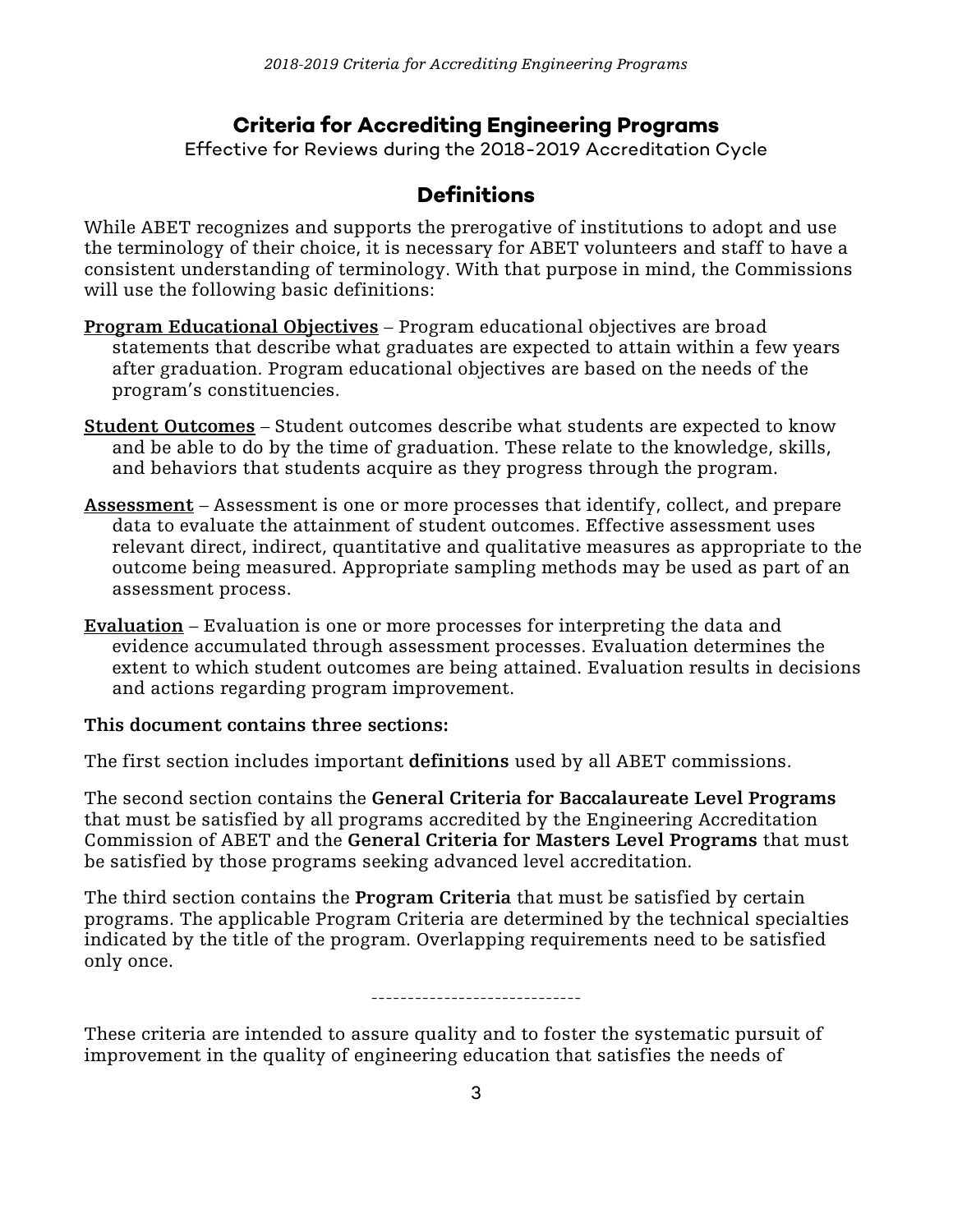# Criteria for Accrediting Engineering Programs

Effective for Reviews during the 2018-2019 Accreditation Cycle

## Definitions

While ABET recognizes and supports the prerogative of institutions to adopt and use the terminology of their choice, it is necessary for ABET volunteers and staff to have a consistent understanding of terminology. With that purpose in mind, the Commissions will use the following basic definitions:

**Program Educational Objectives** – Program educational objectives are broad statements that describe what graduates are expected to attain within a few years after graduation. Program educational objectives are based on the needs of the program's constituencies.

**Student Outcomes** – Student outcomes describe what students are expected to know and be able to do by the time of graduation. These relate to the knowledge, skills, and behaviors that students acquire as they progress through the program.

**Assessment** – Assessment is one or more processes that identify, collect, and prepare data to evaluate the attainment of student outcomes. Effective assessment uses relevant direct, indirect, quantitative and qualitative measures as appropriate to the outcome being measured. Appropriate sampling methods may be used as part of an assessment process.

**Evaluation** – Evaluation is one or more processes for interpreting the data and evidence accumulated through assessment processes. Evaluation determines the extent to which student outcomes are being attained. Evaluation results in decisions and actions regarding program improvement.

**This document contains three sections:**

The first section includes important **definitions** used by all ABET commissions.

The second section contains the **General Criteria for Baccalaureate Level Programs** that must be satisfied by all programs accredited by the Engineering Accreditation Commission of ABET and the **General Criteria for Masters Level Programs** that must be satisfied by those programs seeking advanced level accreditation.

The third section contains the **Program Criteria** that must be satisfied by certain programs. The applicable Program Criteria are determined by the technical specialties indicated by the title of the program. Overlapping requirements need to be satisfied only once.

-----------------------------

These criteria are intended to assure quality and to foster the systematic pursuit of improvement in the quality of engineering education that satisfies the needs of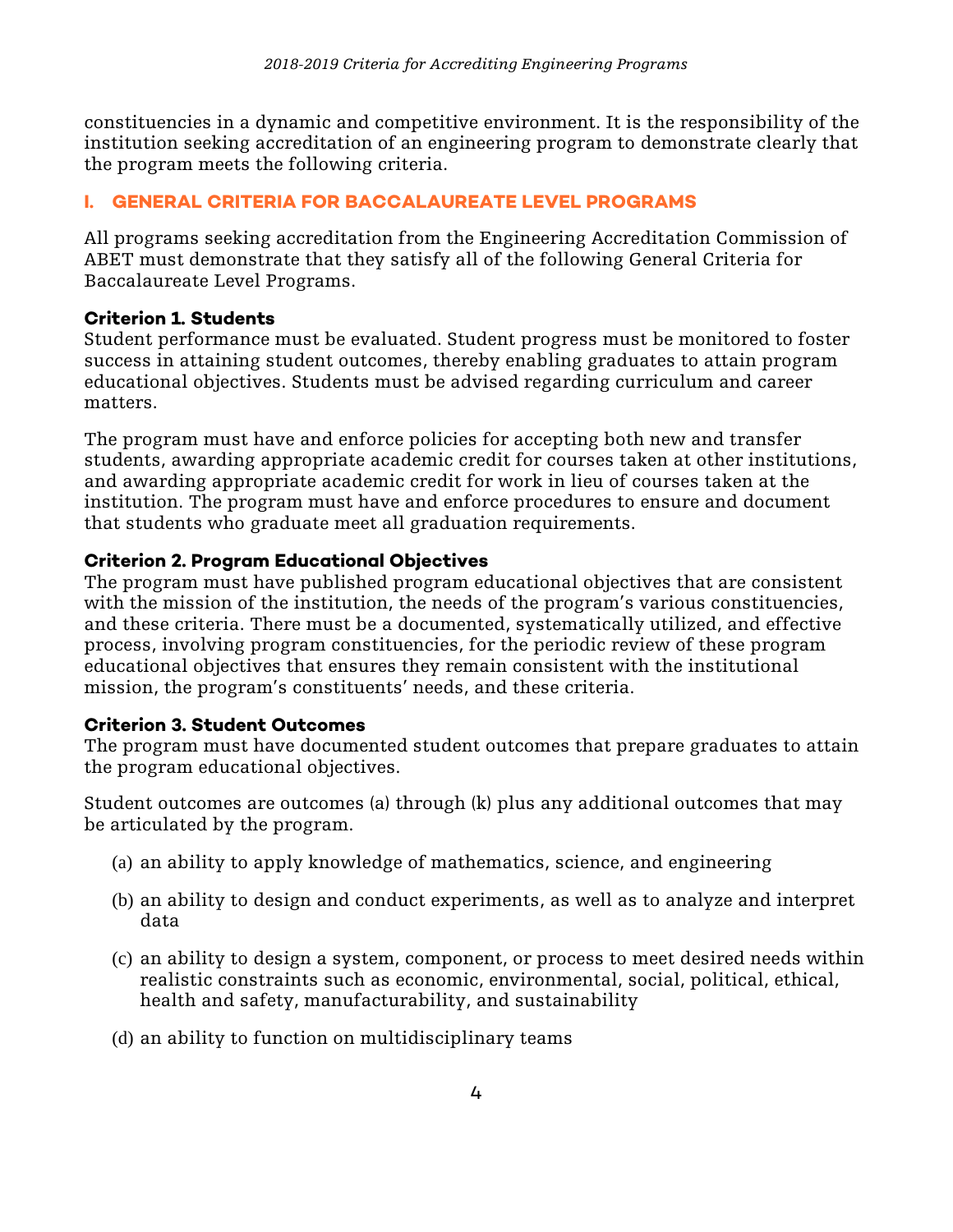constituencies in a dynamic and competitive environment. It is the responsibility of the institution seeking accreditation of an engineering program to demonstrate clearly that the program meets the following criteria.

## I. GENERAL CRITERIA FOR BACCALAUREATE LEVEL PROGRAMS

All programs seeking accreditation from the Engineering Accreditation Commission of ABET must demonstrate that they satisfy all of the following General Criteria for Baccalaureate Level Programs.

### Criterion 1. Students

Student performance must be evaluated. Student progress must be monitored to foster success in attaining student outcomes, thereby enabling graduates to attain program educational objectives. Students must be advised regarding curriculum and career matters.

The program must have and enforce policies for accepting both new and transfer students, awarding appropriate academic credit for courses taken at other institutions, and awarding appropriate academic credit for work in lieu of courses taken at the institution. The program must have and enforce procedures to ensure and document that students who graduate meet all graduation requirements.

### Criterion 2. Program Educational Objectives

The program must have published program educational objectives that are consistent with the mission of the institution, the needs of the program's various constituencies, and these criteria. There must be a documented, systematically utilized, and effective process, involving program constituencies, for the periodic review of these program educational objectives that ensures they remain consistent with the institutional mission, the program's constituents' needs, and these criteria.

### Criterion 3. Student Outcomes

The program must have documented student outcomes that prepare graduates to attain the program educational objectives.

Student outcomes are outcomes (a) through (k) plus any additional outcomes that may be articulated by the program.

(a) an ability to apply knowledge of mathematics, science, and engineering

(b) an ability to design and conduct experiments, as well as to analyze and interpret data

(c) an ability to design a system, component, or process to meet desired needs within realistic constraints such as economic, environmental, social, political, ethical, health and safety, manufacturability, and sustainability

(d) an ability to function on multidisciplinary teams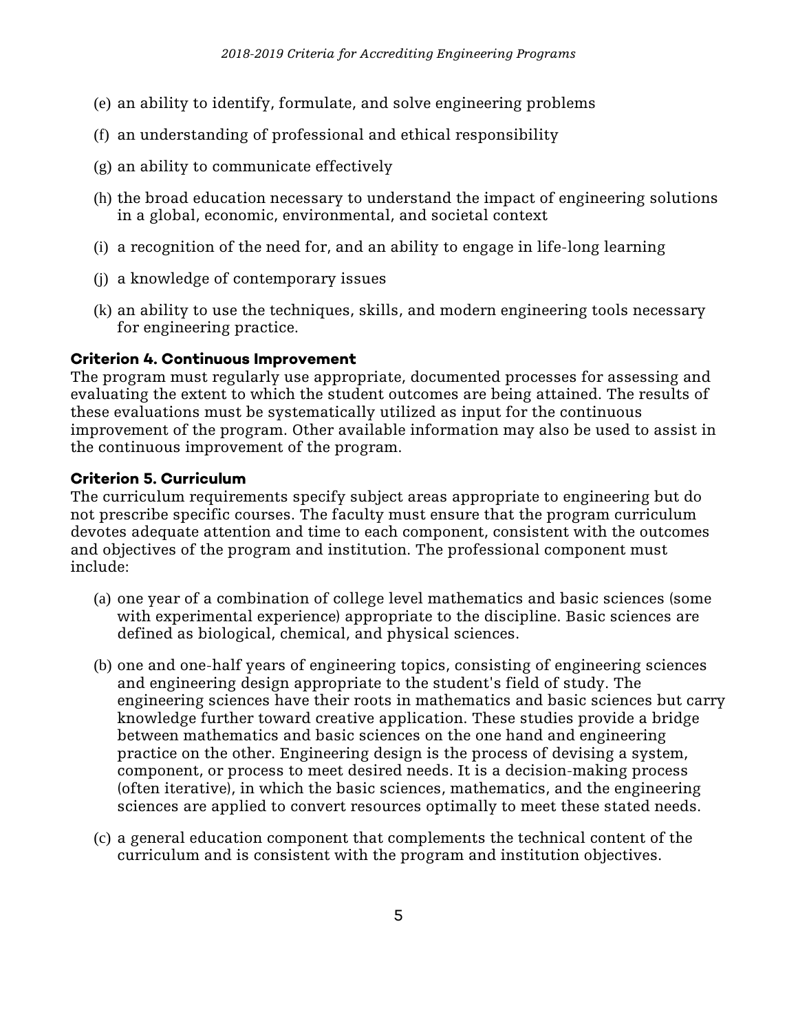(e) an ability to identify, formulate, and solve engineering problems

(f) an understanding of professional and ethical responsibility

(g) an ability to communicate effectively

(h) the broad education necessary to understand the impact of engineering solutions in a global, economic, environmental, and societal context

(i) a recognition of the need for, and an ability to engage in life-long learning

(j) a knowledge of contemporary issues

(k) an ability to use the techniques, skills, and modern engineering tools necessary for engineering practice.

**Criterion 4. Continuous Improvement**

The program must regularly use appropriate, documented processes for assessing and evaluating the extent to which the student outcomes are being attained. The results of these evaluations must be systematically utilized as input for the continuous improvement of the program. Other available information may also be used to assist in the continuous improvement of the program.

**Criterion 5. Curriculum**

The curriculum requirements specify subject areas appropriate to engineering but do not prescribe specific courses. The faculty must ensure that the program curriculum devotes adequate attention and time to each component, consistent with the outcomes and objectives of the program and institution. The professional component must include:

(a) one year of a combination of college level mathematics and basic sciences (some with experimental experience) appropriate to the discipline. Basic sciences are defined as biological, chemical, and physical sciences.

(b) one and one-half years of engineering topics, consisting of engineering sciences and engineering design appropriate to the student's field of study. The engineering sciences have their roots in mathematics and basic sciences but carry knowledge further toward creative application. These studies provide a bridge between mathematics and basic sciences on the one hand and engineering practice on the other. Engineering design is the process of devising a system, component, or process to meet desired needs. It is a decision-making process (often iterative), in which the basic sciences, mathematics, and the engineering sciences are applied to convert resources optimally to meet these stated needs.

(c) a general education component that complements the technical content of the curriculum and is consistent with the program and institution objectives.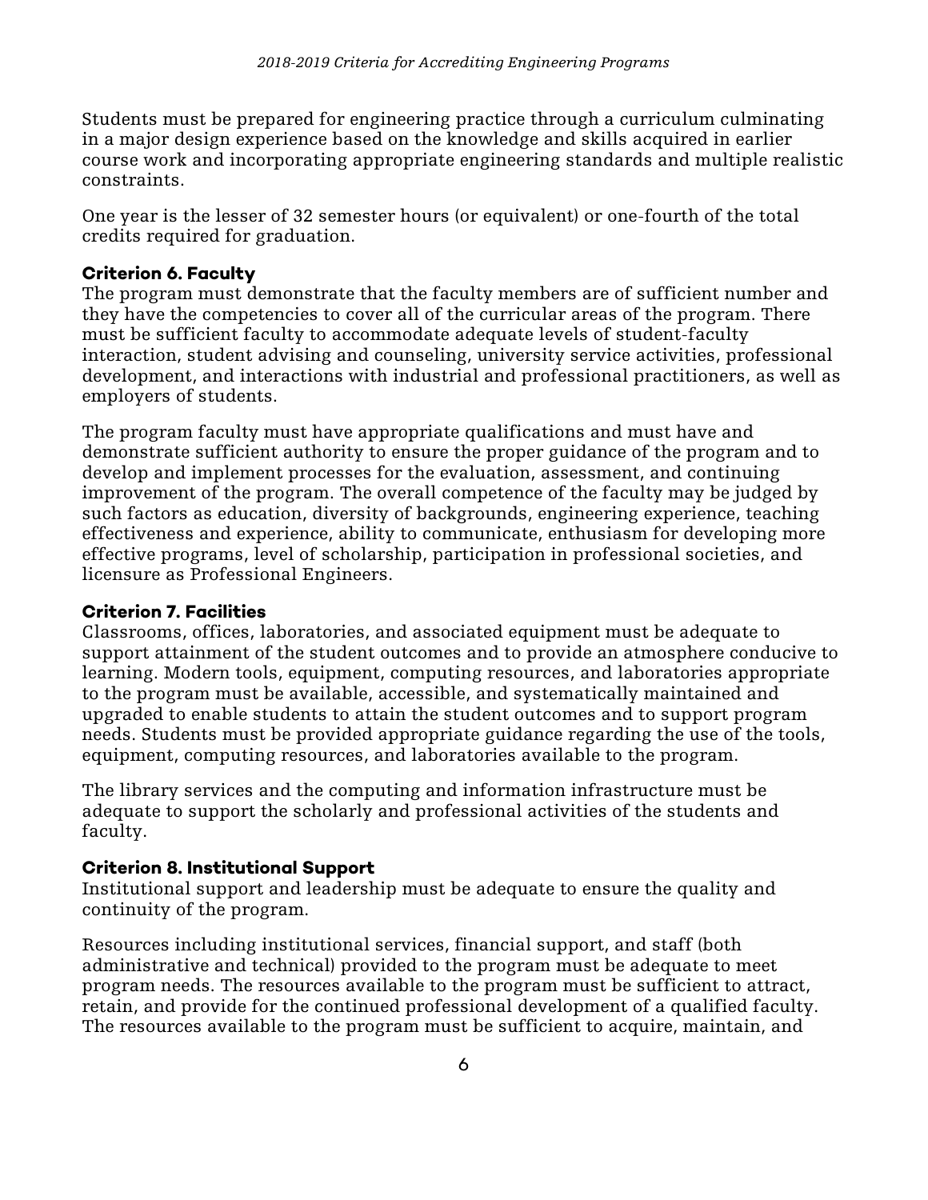Students must be prepared for engineering practice through a curriculum culminating in a major design experience based on the knowledge and skills acquired in earlier course work and incorporating appropriate engineering standards and multiple realistic constraints.

One year is the lesser of 32 semester hours (or equivalent) or one-fourth of the total credits required for graduation.

### Criterion 6. Faculty

The program must demonstrate that the faculty members are of sufficient number and they have the competencies to cover all of the curricular areas of the program. There must be sufficient faculty to accommodate adequate levels of student-faculty interaction, student advising and counseling, university service activities, professional development, and interactions with industrial and professional practitioners, as well as employers of students.

The program faculty must have appropriate qualifications and must have and demonstrate sufficient authority to ensure the proper guidance of the program and to develop and implement processes for the evaluation, assessment, and continuing improvement of the program. The overall competence of the faculty may be judged by such factors as education, diversity of backgrounds, engineering experience, teaching effectiveness and experience, ability to communicate, enthusiasm for developing more effective programs, level of scholarship, participation in professional societies, and licensure as Professional Engineers.

### Criterion 7. Facilities

Classrooms, offices, laboratories, and associated equipment must be adequate to support attainment of the student outcomes and to provide an atmosphere conducive to learning. Modern tools, equipment, computing resources, and laboratories appropriate to the program must be available, accessible, and systematically maintained and upgraded to enable students to attain the student outcomes and to support program needs. Students must be provided appropriate guidance regarding the use of the tools, equipment, computing resources, and laboratories available to the program.

The library services and the computing and information infrastructure must be adequate to support the scholarly and professional activities of the students and faculty.

### Criterion 8. Institutional Support

Institutional support and leadership must be adequate to ensure the quality and continuity of the program.

Resources including institutional services, financial support, and staff (both administrative and technical) provided to the program must be adequate to meet program needs. The resources available to the program must be sufficient to attract, retain, and provide for the continued professional development of a qualified faculty. The resources available to the program must be sufficient to acquire, maintain, and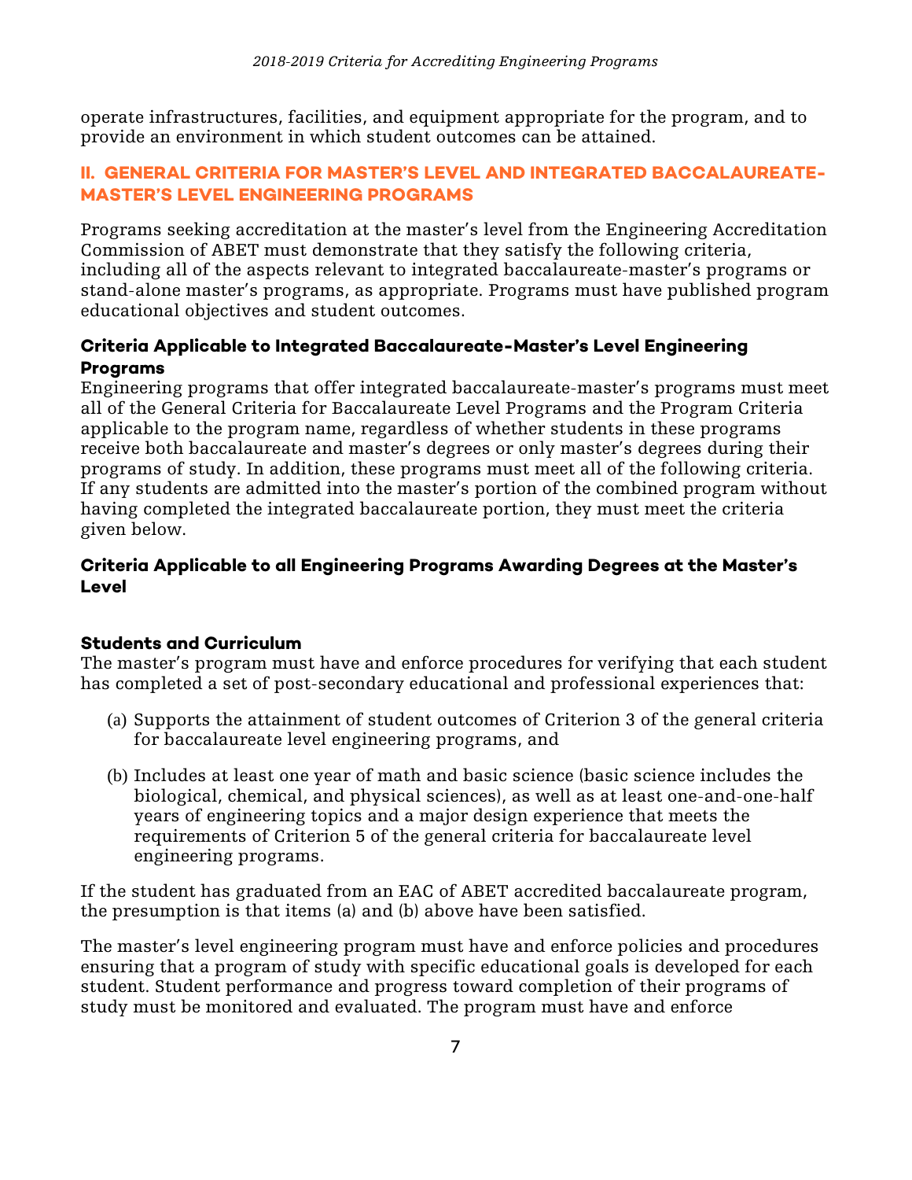operate infrastructures, facilities, and equipment appropriate for the program, and to provide an environment in which student outcomes can be attained.

## II. GENERAL CRITERIA FOR MASTER'S LEVEL AND INTEGRATED BACCALAUREATE-MASTER'S LEVEL ENGINEERING PROGRAMS

Programs seeking accreditation at the master's level from the Engineering Accreditation Commission of ABET must demonstrate that they satisfy the following criteria, including all of the aspects relevant to integrated baccalaureate-master's programs or stand-alone master's programs, as appropriate. Programs must have published program educational objectives and student outcomes.

### Criteria Applicable to Integrated Baccalaureate-Master's Level Engineering Programs

Engineering programs that offer integrated baccalaureate-master's programs must meet all of the General Criteria for Baccalaureate Level Programs and the Program Criteria applicable to the program name, regardless of whether students in these programs receive both baccalaureate and master's degrees or only master's degrees during their programs of study. In addition, these programs must meet all of the following criteria. If any students are admitted into the master's portion of the combined program without having completed the integrated baccalaureate portion, they must meet the criteria given below.

### Criteria Applicable to all Engineering Programs Awarding Degrees at the Master's Level

### Students and Curriculum

The master's program must have and enforce procedures for verifying that each student has completed a set of post-secondary educational and professional experiences that:

(a) Supports the attainment of student outcomes of Criterion 3 of the general criteria for baccalaureate level engineering programs, and

(b) Includes at least one year of math and basic science (basic science includes the biological, chemical, and physical sciences), as well as at least one-and-one-half years of engineering topics and a major design experience that meets the requirements of Criterion 5 of the general criteria for baccalaureate level engineering programs.

If the student has graduated from an EAC of ABET accredited baccalaureate program, the presumption is that items (a) and (b) above have been satisfied.

The master's level engineering program must have and enforce policies and procedures ensuring that a program of study with specific educational goals is developed for each student. Student performance and progress toward completion of their programs of study must be monitored and evaluated. The program must have and enforce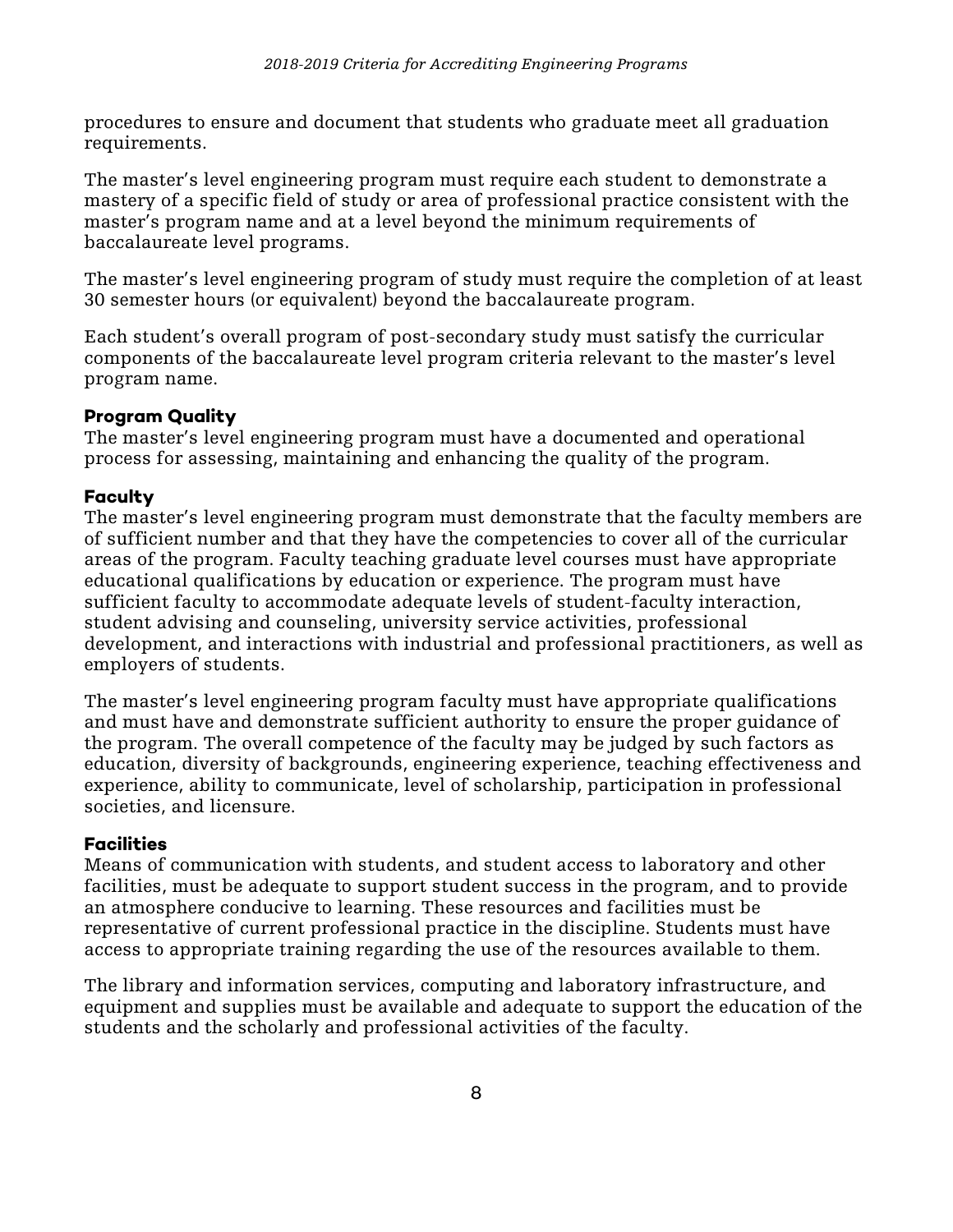procedures to ensure and document that students who graduate meet all graduation requirements.

The master's level engineering program must require each student to demonstrate a mastery of a specific field of study or area of professional practice consistent with the master's program name and at a level beyond the minimum requirements of baccalaureate level programs.

The master's level engineering program of study must require the completion of at least 30 semester hours (or equivalent) beyond the baccalaureate program.

Each student's overall program of post-secondary study must satisfy the curricular components of the baccalaureate level program criteria relevant to the master's level program name.

### Program Quality

The master's level engineering program must have a documented and operational process for assessing, maintaining and enhancing the quality of the program.

### Faculty

The master's level engineering program must demonstrate that the faculty members are of sufficient number and that they have the competencies to cover all of the curricular areas of the program. Faculty teaching graduate level courses must have appropriate educational qualifications by education or experience. The program must have sufficient faculty to accommodate adequate levels of student-faculty interaction, student advising and counseling, university service activities, professional development, and interactions with industrial and professional practitioners, as well as employers of students.

The master's level engineering program faculty must have appropriate qualifications and must have and demonstrate sufficient authority to ensure the proper guidance of the program. The overall competence of the faculty may be judged by such factors as education, diversity of backgrounds, engineering experience, teaching effectiveness and experience, ability to communicate, level of scholarship, participation in professional societies, and licensure.

### Facilities

Means of communication with students, and student access to laboratory and other facilities, must be adequate to support student success in the program, and to provide an atmosphere conducive to learning. These resources and facilities must be representative of current professional practice in the discipline. Students must have access to appropriate training regarding the use of the resources available to them.

The library and information services, computing and laboratory infrastructure, and equipment and supplies must be available and adequate to support the education of the students and the scholarly and professional activities of the faculty.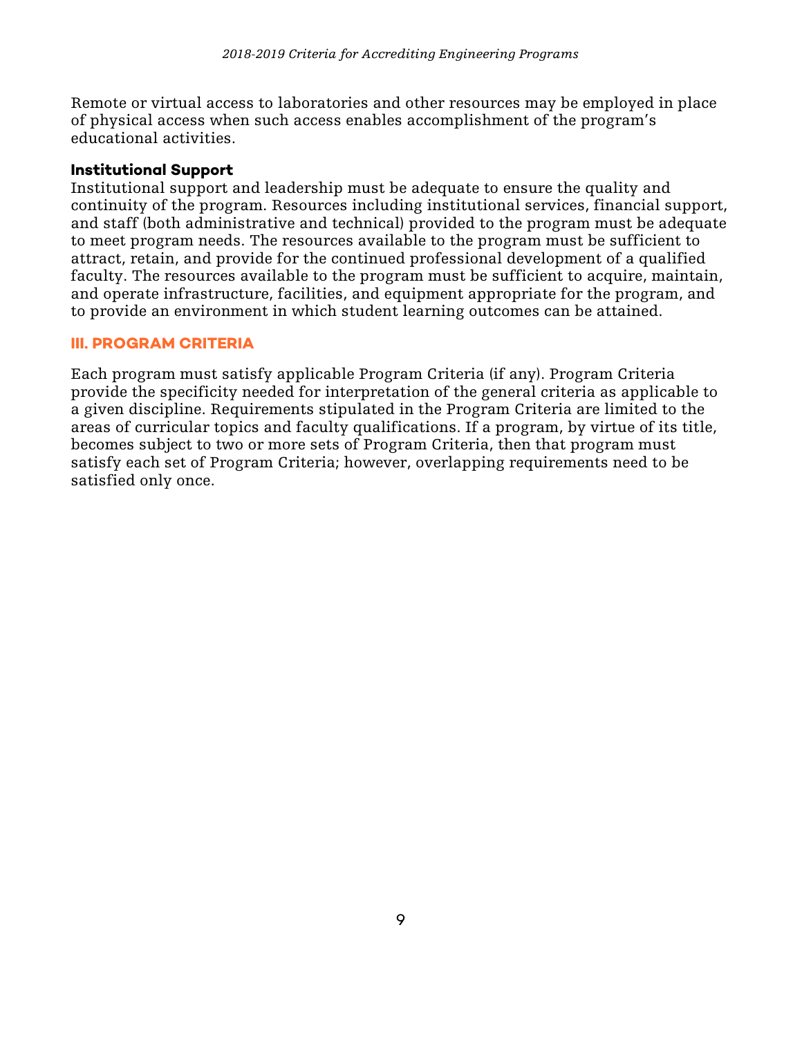Remote or virtual access to laboratories and other resources may be employed in place of physical access when such access enables accomplishment of the program's educational activities.

**Institutional Support**
Institutional support and leadership must be adequate to ensure the quality and continuity of the program. Resources including institutional services, financial support, and staff (both administrative and technical) provided to the program must be adequate to meet program needs. The resources available to the program must be sufficient to attract, retain, and provide for the continued professional development of a qualified faculty. The resources available to the program must be sufficient to acquire, maintain, and operate infrastructure, facilities, and equipment appropriate for the program, and to provide an environment in which student learning outcomes can be attained.

## III. PROGRAM CRITERIA

Each program must satisfy applicable Program Criteria (if any). Program Criteria provide the specificity needed for interpretation of the general criteria as applicable to a given discipline. Requirements stipulated in the Program Criteria are limited to the areas of curricular topics and faculty qualifications. If a program, by virtue of its title, becomes subject to two or more sets of Program Criteria, then that program must satisfy each set of Program Criteria; however, overlapping requirements need to be satisfied only once.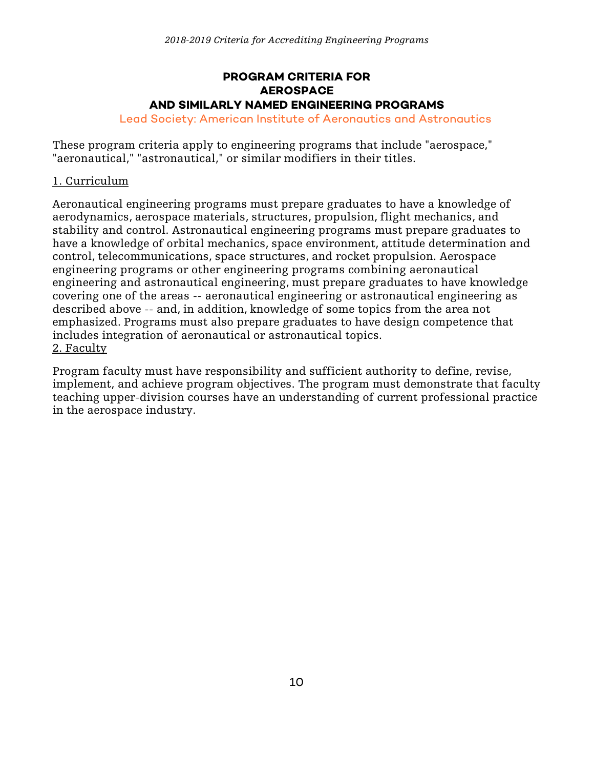## PROGRAM CRITERIA FOR AEROSPACE AND SIMILARLY NAMED ENGINEERING PROGRAMS

Lead Society: American Institute of Aeronautics and Astronautics

These program criteria apply to engineering programs that include "aerospace," "aeronautical," "astronautical," or similar modifiers in their titles.

1. Curriculum

Aeronautical engineering programs must prepare graduates to have a knowledge of aerodynamics, aerospace materials, structures, propulsion, flight mechanics, and stability and control. Astronautical engineering programs must prepare graduates to have a knowledge of orbital mechanics, space environment, attitude determination and control, telecommunications, space structures, and rocket propulsion. Aerospace engineering programs or other engineering programs combining aeronautical engineering and astronautical engineering, must prepare graduates to have knowledge covering one of the areas -- aeronautical engineering or astronautical engineering as described above -- and, in addition, knowledge of some topics from the area not emphasized. Programs must also prepare graduates to have design competence that includes integration of aeronautical or astronautical topics.

2. Faculty

Program faculty must have responsibility and sufficient authority to define, revise, implement, and achieve program objectives. The program must demonstrate that faculty teaching upper-division courses have an understanding of current professional practice in the aerospace industry.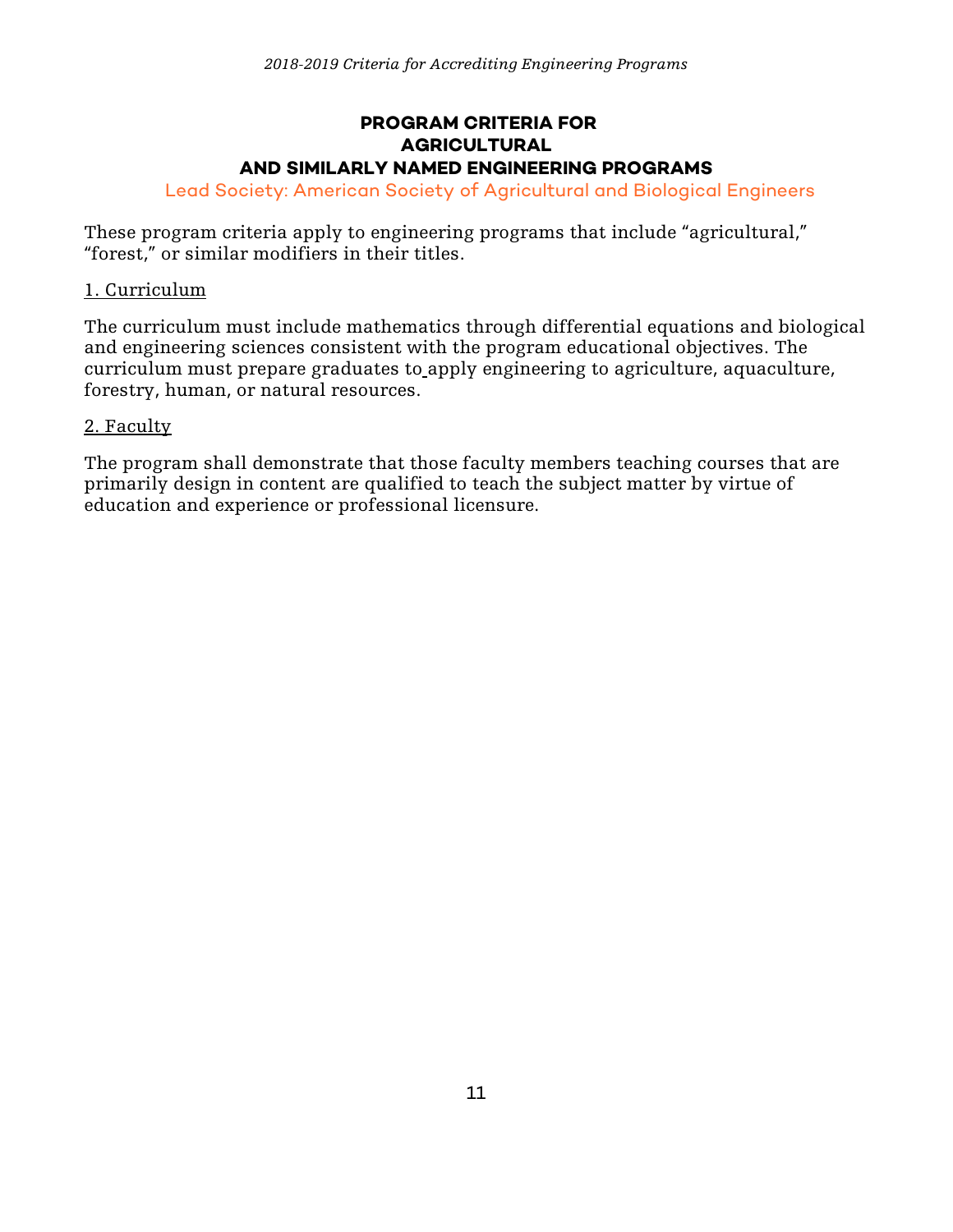# PROGRAM CRITERIA FOR AGRICULTURAL AND SIMILARLY NAMED ENGINEERING PROGRAMS

Lead Society: American Society of Agricultural and Biological Engineers

These program criteria apply to engineering programs that include "agricultural," "forest," or similar modifiers in their titles.

## 1. Curriculum

The curriculum must include mathematics through differential equations and biological and engineering sciences consistent with the program educational objectives. The curriculum must prepare graduates to apply engineering to agriculture, aquaculture, forestry, human, or natural resources.

## 2. Faculty

The program shall demonstrate that those faculty members teaching courses that are primarily design in content are qualified to teach the subject matter by virtue of education and experience or professional licensure.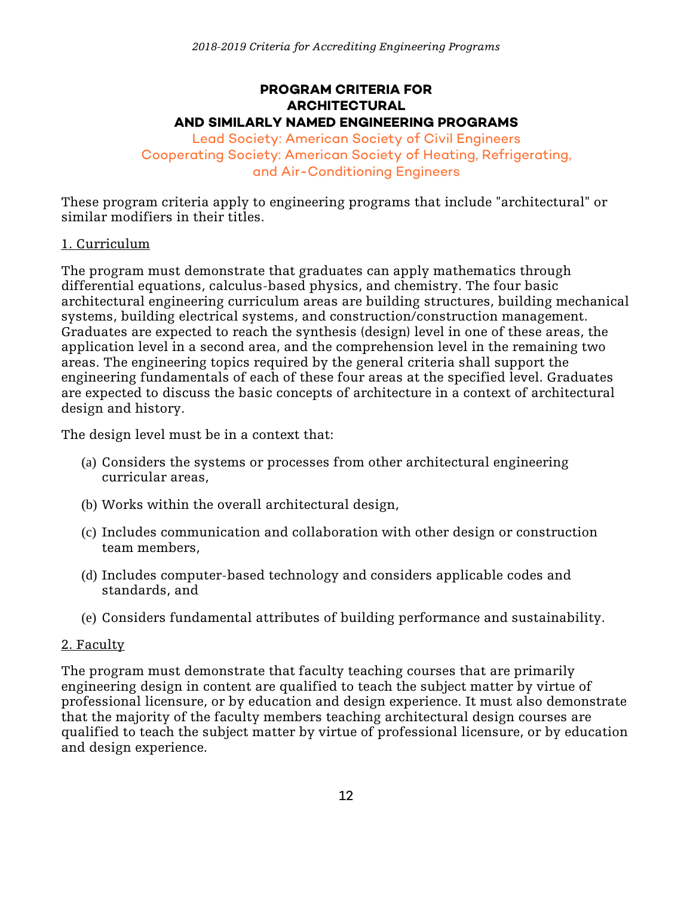## PROGRAM CRITERIA FOR ARCHITECTURAL AND SIMILARLY NAMED ENGINEERING PROGRAMS

Lead Society: American Society of Civil Engineers
Cooperating Society: American Society of Heating, Refrigerating, and Air-Conditioning Engineers

These program criteria apply to engineering programs that include "architectural" or similar modifiers in their titles.

### 1. Curriculum

The program must demonstrate that graduates can apply mathematics through differential equations, calculus-based physics, and chemistry. The four basic architectural engineering curriculum areas are building structures, building mechanical systems, building electrical systems, and construction/construction management. Graduates are expected to reach the synthesis (design) level in one of these areas, the application level in a second area, and the comprehension level in the remaining two areas. The engineering topics required by the general criteria shall support the engineering fundamentals of each of these four areas at the specified level. Graduates are expected to discuss the basic concepts of architecture in a context of architectural design and history.

The design level must be in a context that:

(a) Considers the systems or processes from other architectural engineering curricular areas,

(b) Works within the overall architectural design,

(c) Includes communication and collaboration with other design or construction team members,

(d) Includes computer-based technology and considers applicable codes and standards, and

(e) Considers fundamental attributes of building performance and sustainability.

### 2. Faculty

The program must demonstrate that faculty teaching courses that are primarily engineering design in content are qualified to teach the subject matter by virtue of professional licensure, or by education and design experience. It must also demonstrate that the majority of the faculty members teaching architectural design courses are qualified to teach the subject matter by virtue of professional licensure, or by education and design experience.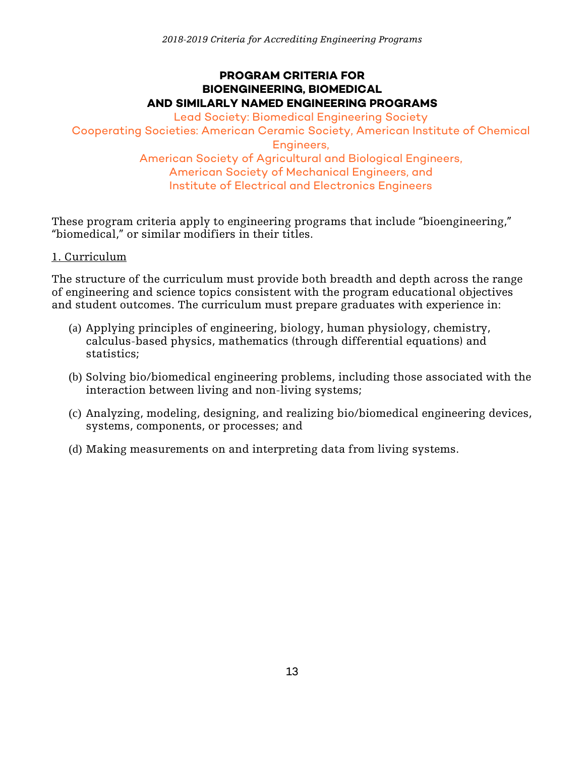# PROGRAM CRITERIA FOR BIOENGINEERING, BIOMEDICAL AND SIMILARLY NAMED ENGINEERING PROGRAMS

Lead Society: Biomedical Engineering Society

Cooperating Societies: American Ceramic Society, American Institute of Chemical Engineers,
American Society of Agricultural and Biological Engineers,
American Society of Mechanical Engineers, and
Institute of Electrical and Electronics Engineers

These program criteria apply to engineering programs that include "bioengineering," "biomedical," or similar modifiers in their titles.

1. Curriculum

The structure of the curriculum must provide both breadth and depth across the range of engineering and science topics consistent with the program educational objectives and student outcomes. The curriculum must prepare graduates with experience in:

(a) Applying principles of engineering, biology, human physiology, chemistry, calculus-based physics, mathematics (through differential equations) and statistics;

(b) Solving bio/biomedical engineering problems, including those associated with the interaction between living and non-living systems;

(c) Analyzing, modeling, designing, and realizing bio/biomedical engineering devices, systems, components, or processes; and

(d) Making measurements on and interpreting data from living systems.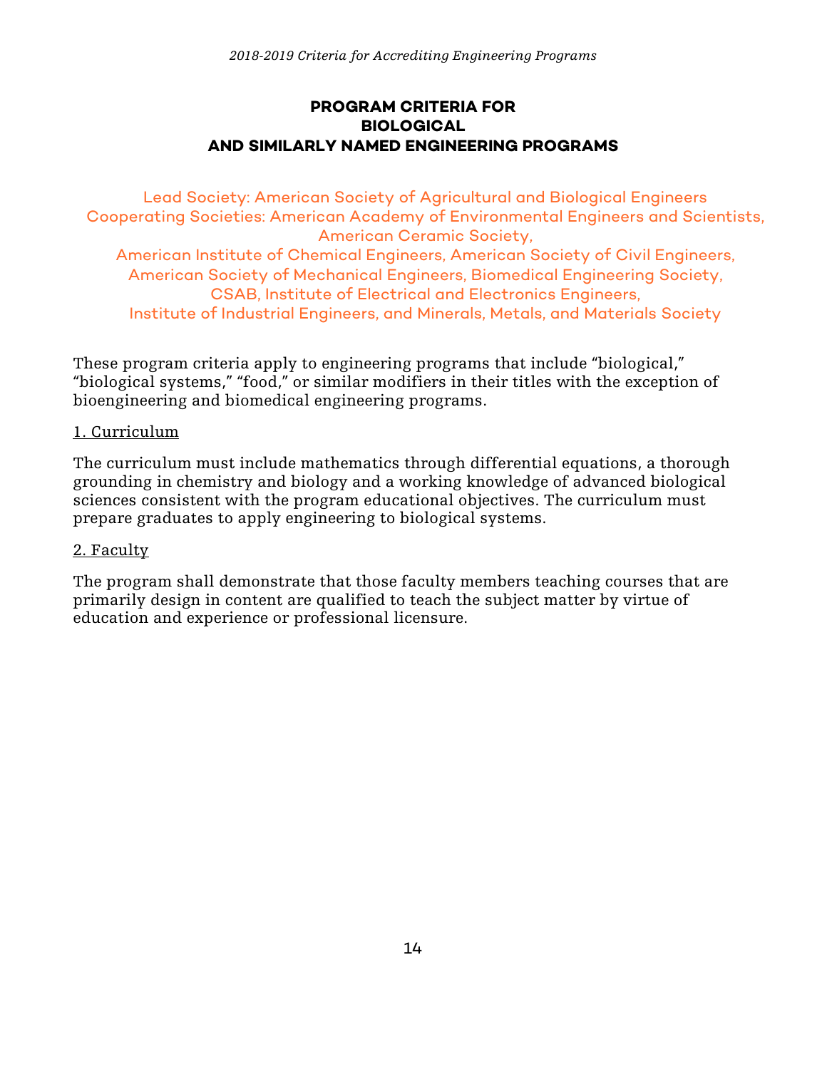## PROGRAM CRITERIA FOR BIOLOGICAL AND SIMILARLY NAMED ENGINEERING PROGRAMS

Lead Society: American Society of Agricultural and Biological Engineers
Cooperating Societies: American Academy of Environmental Engineers and Scientists, American Ceramic Society,
American Institute of Chemical Engineers, American Society of Civil Engineers,
American Society of Mechanical Engineers, Biomedical Engineering Society,
CSAB, Institute of Electrical and Electronics Engineers,
Institute of Industrial Engineers, and Minerals, Metals, and Materials Society

These program criteria apply to engineering programs that include "biological," "biological systems," "food," or similar modifiers in their titles with the exception of bioengineering and biomedical engineering programs.

1. Curriculum

The curriculum must include mathematics through differential equations, a thorough grounding in chemistry and biology and a working knowledge of advanced biological sciences consistent with the program educational objectives. The curriculum must prepare graduates to apply engineering to biological systems.

2. Faculty

The program shall demonstrate that those faculty members teaching courses that are primarily design in content are qualified to teach the subject matter by virtue of education and experience or professional licensure.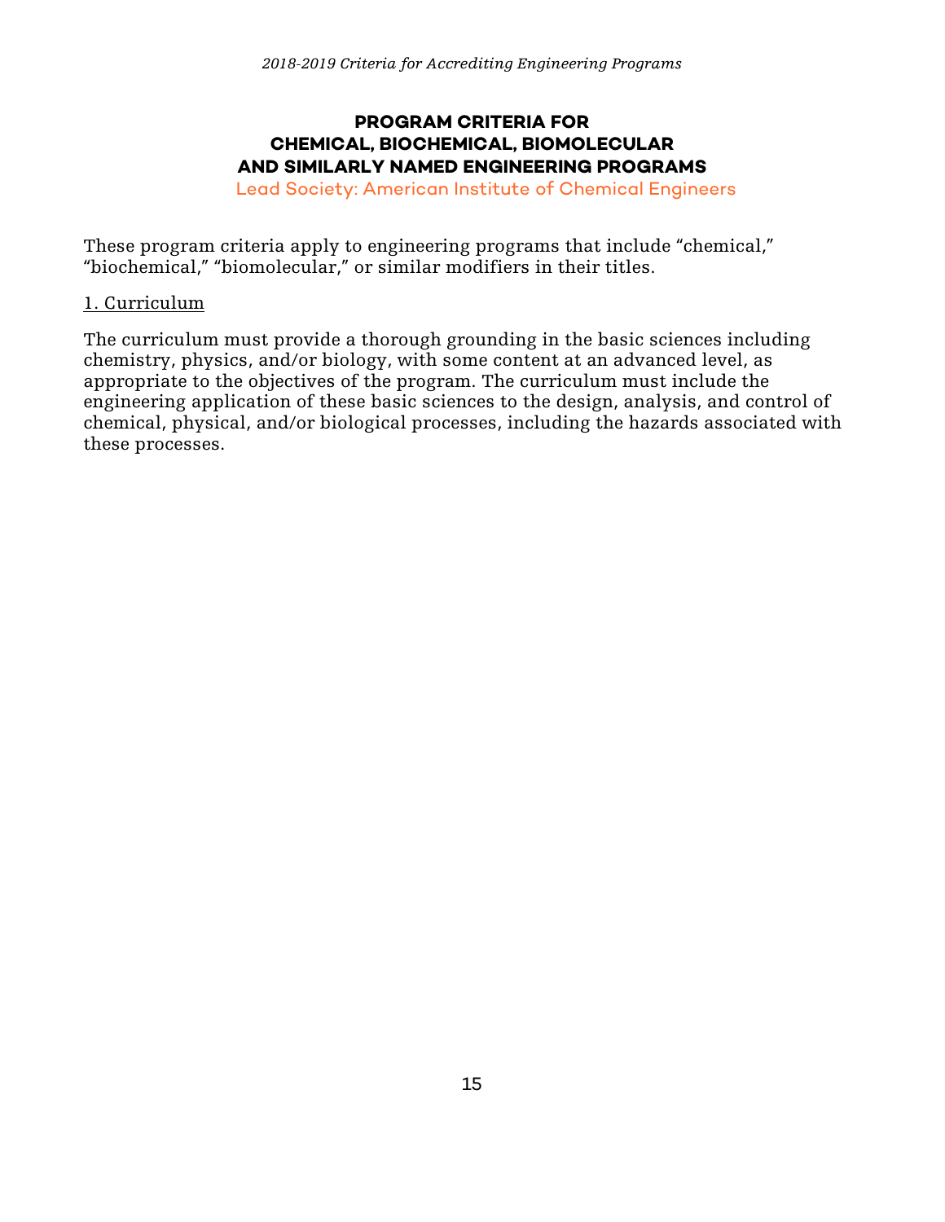## PROGRAM CRITERIA FOR CHEMICAL, BIOCHEMICAL, BIOMOLECULAR AND SIMILARLY NAMED ENGINEERING PROGRAMS

Lead Society: American Institute of Chemical Engineers

These program criteria apply to engineering programs that include "chemical," "biochemical," "biomolecular," or similar modifiers in their titles.

1. Curriculum

The curriculum must provide a thorough grounding in the basic sciences including chemistry, physics, and/or biology, with some content at an advanced level, as appropriate to the objectives of the program. The curriculum must include the engineering application of these basic sciences to the design, analysis, and control of chemical, physical, and/or biological processes, including the hazards associated with these processes.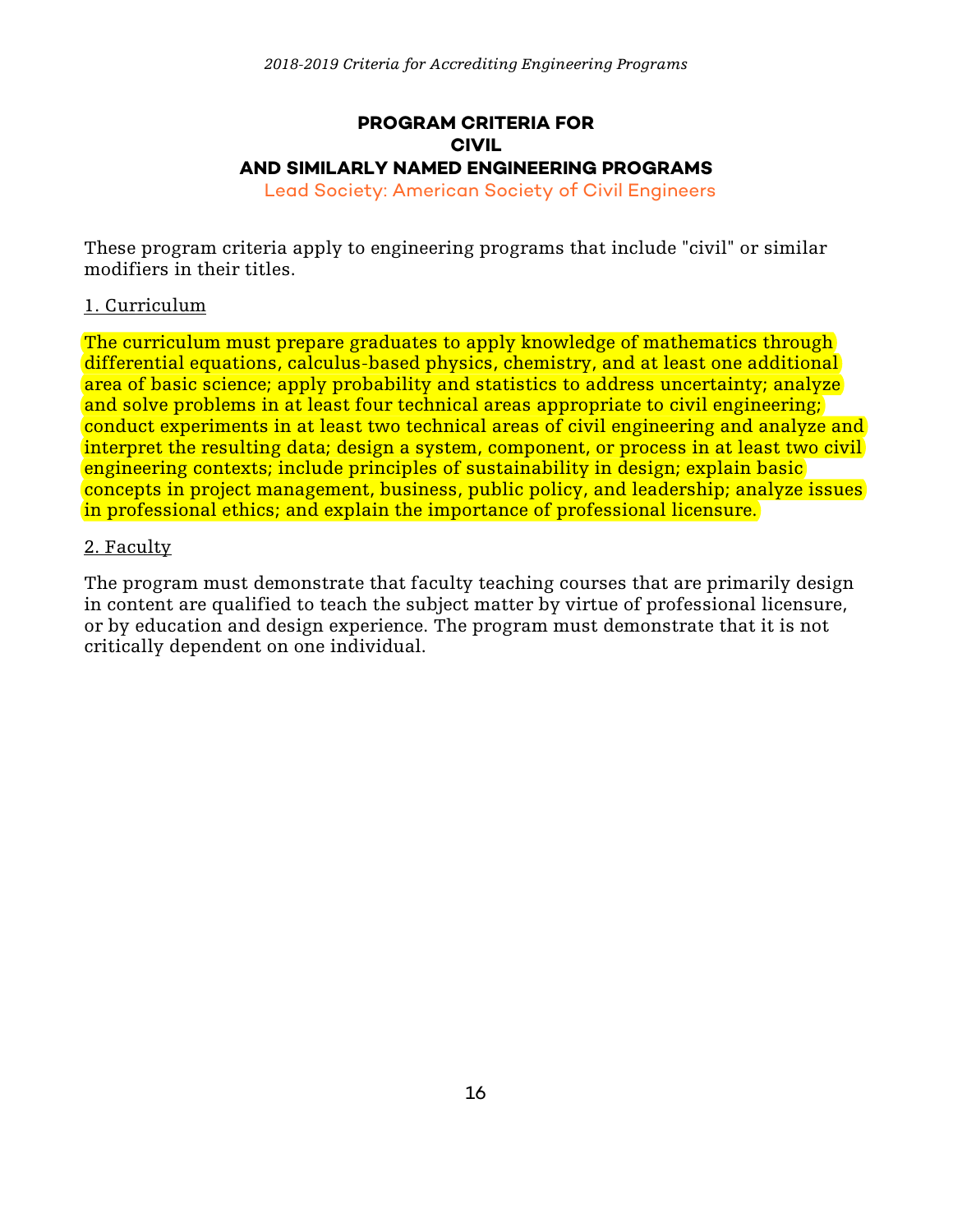## PROGRAM CRITERIA FOR CIVIL AND SIMILARLY NAMED ENGINEERING PROGRAMS

Lead Society: American Society of Civil Engineers

These program criteria apply to engineering programs that include "civil" or similar modifiers in their titles.

1. Curriculum

The curriculum must prepare graduates to apply knowledge of mathematics through differential equations, calculus-based physics, chemistry, and at least one additional area of basic science; apply probability and statistics to address uncertainty; analyze and solve problems in at least four technical areas appropriate to civil engineering; conduct experiments in at least two technical areas of civil engineering and analyze and interpret the resulting data; design a system, component, or process in at least two civil engineering contexts; include principles of sustainability in design; explain basic concepts in project management, business, public policy, and leadership; analyze issues in professional ethics; and explain the importance of professional licensure.

2. Faculty

The program must demonstrate that faculty teaching courses that are primarily design in content are qualified to teach the subject matter by virtue of professional licensure, or by education and design experience. The program must demonstrate that it is not critically dependent on one individual.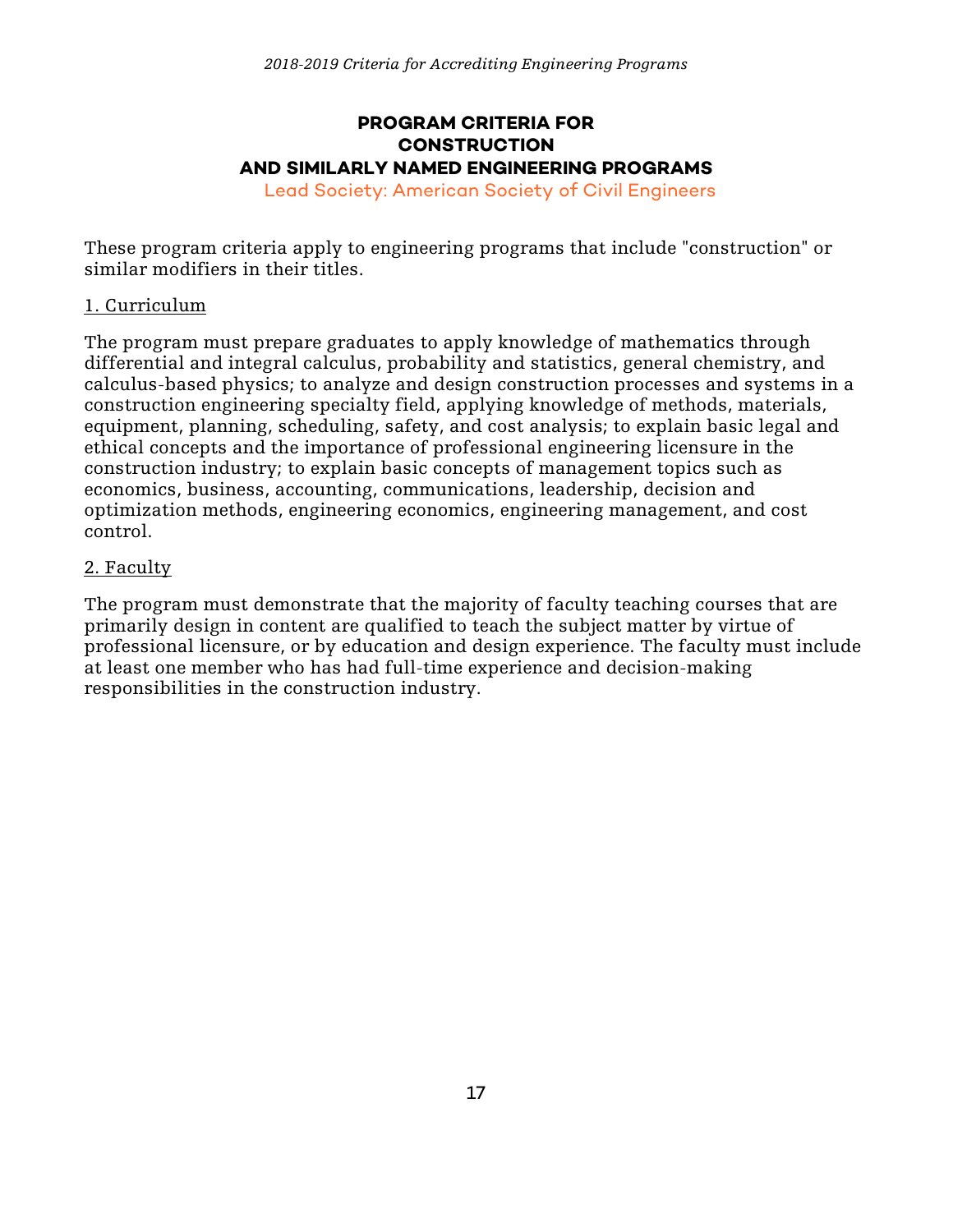## PROGRAM CRITERIA FOR CONSTRUCTION AND SIMILARLY NAMED ENGINEERING PROGRAMS

Lead Society: American Society of Civil Engineers

These program criteria apply to engineering programs that include "construction" or similar modifiers in their titles.

1. Curriculum

The program must prepare graduates to apply knowledge of mathematics through differential and integral calculus, probability and statistics, general chemistry, and calculus-based physics; to analyze and design construction processes and systems in a construction engineering specialty field, applying knowledge of methods, materials, equipment, planning, scheduling, safety, and cost analysis; to explain basic legal and ethical concepts and the importance of professional engineering licensure in the construction industry; to explain basic concepts of management topics such as economics, business, accounting, communications, leadership, decision and optimization methods, engineering economics, engineering management, and cost control.

2. Faculty

The program must demonstrate that the majority of faculty teaching courses that are primarily design in content are qualified to teach the subject matter by virtue of professional licensure, or by education and design experience. The faculty must include at least one member who has had full-time experience and decision-making responsibilities in the construction industry.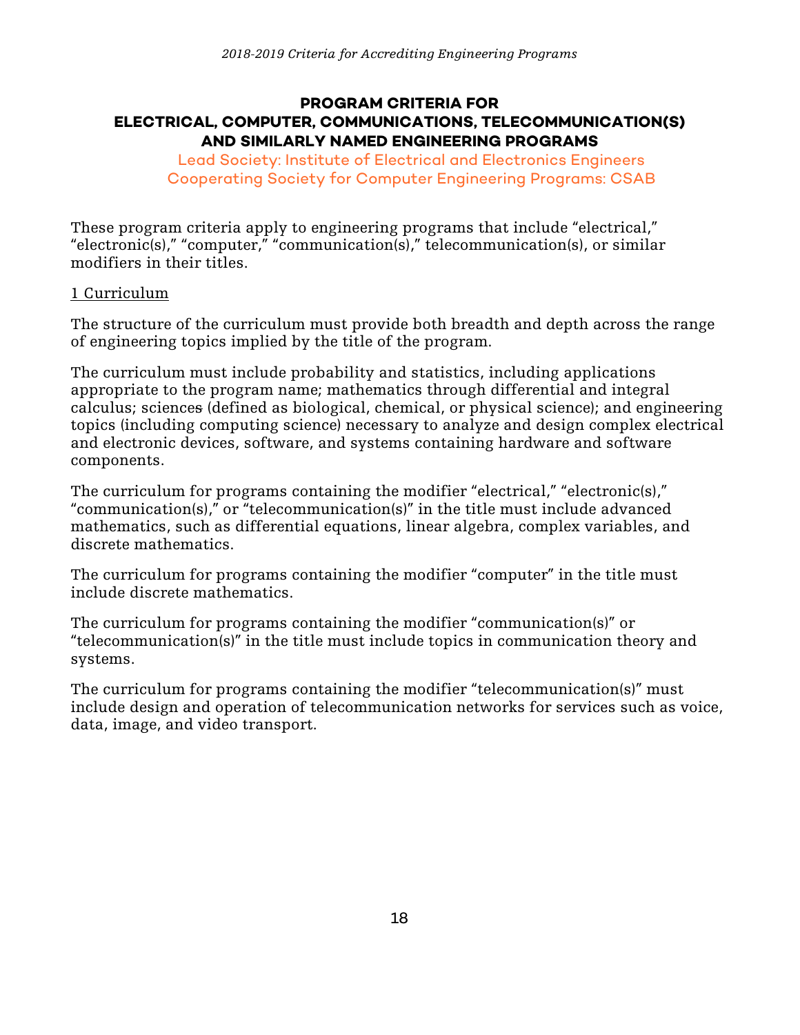## PROGRAM CRITERIA FOR ELECTRICAL, COMPUTER, COMMUNICATIONS, TELECOMMUNICATION(S) AND SIMILARLY NAMED ENGINEERING PROGRAMS

Lead Society: Institute of Electrical and Electronics Engineers
Cooperating Society for Computer Engineering Programs: CSAB

These program criteria apply to engineering programs that include "electrical," "electronic(s)," "computer," "communication(s)," telecommunication(s), or similar modifiers in their titles.

1 Curriculum

The structure of the curriculum must provide both breadth and depth across the range of engineering topics implied by the title of the program.

The curriculum must include probability and statistics, including applications appropriate to the program name; mathematics through differential and integral calculus; sciences (defined as biological, chemical, or physical science); and engineering topics (including computing science) necessary to analyze and design complex electrical and electronic devices, software, and systems containing hardware and software components.

The curriculum for programs containing the modifier "electrical," "electronic(s)," "communication(s)," or "telecommunication(s)" in the title must include advanced mathematics, such as differential equations, linear algebra, complex variables, and discrete mathematics.

The curriculum for programs containing the modifier "computer" in the title must include discrete mathematics.

The curriculum for programs containing the modifier "communication(s)" or "telecommunication(s)" in the title must include topics in communication theory and systems.

The curriculum for programs containing the modifier "telecommunication(s)" must include design and operation of telecommunication networks for services such as voice, data, image, and video transport.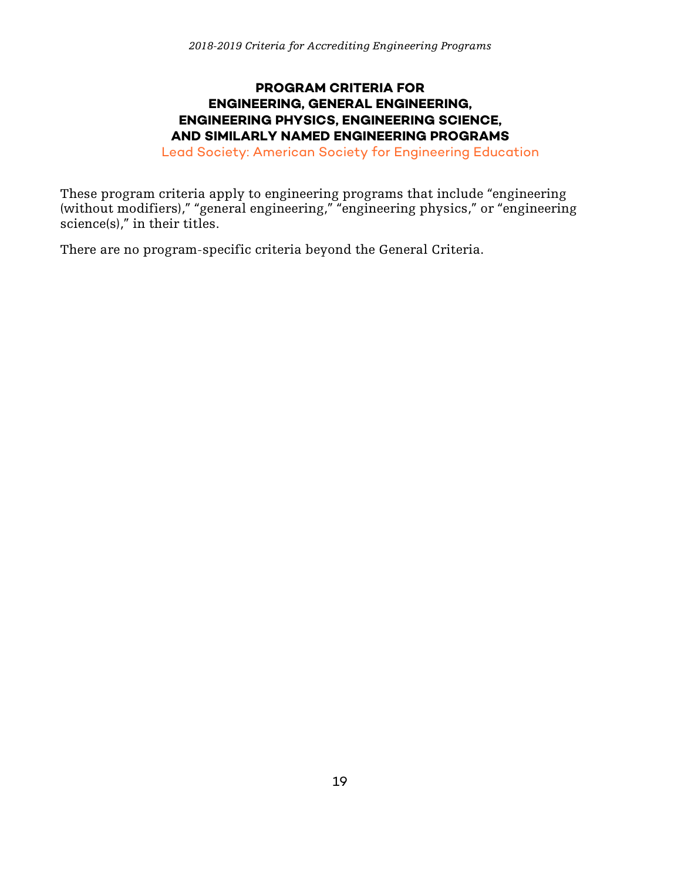## PROGRAM CRITERIA FOR ENGINEERING, GENERAL ENGINEERING, ENGINEERING PHYSICS, ENGINEERING SCIENCE, AND SIMILARLY NAMED ENGINEERING PROGRAMS

Lead Society: American Society for Engineering Education

These program criteria apply to engineering programs that include "engineering (without modifiers)," "general engineering," "engineering physics," or "engineering science(s)," in their titles.

There are no program-specific criteria beyond the General Criteria.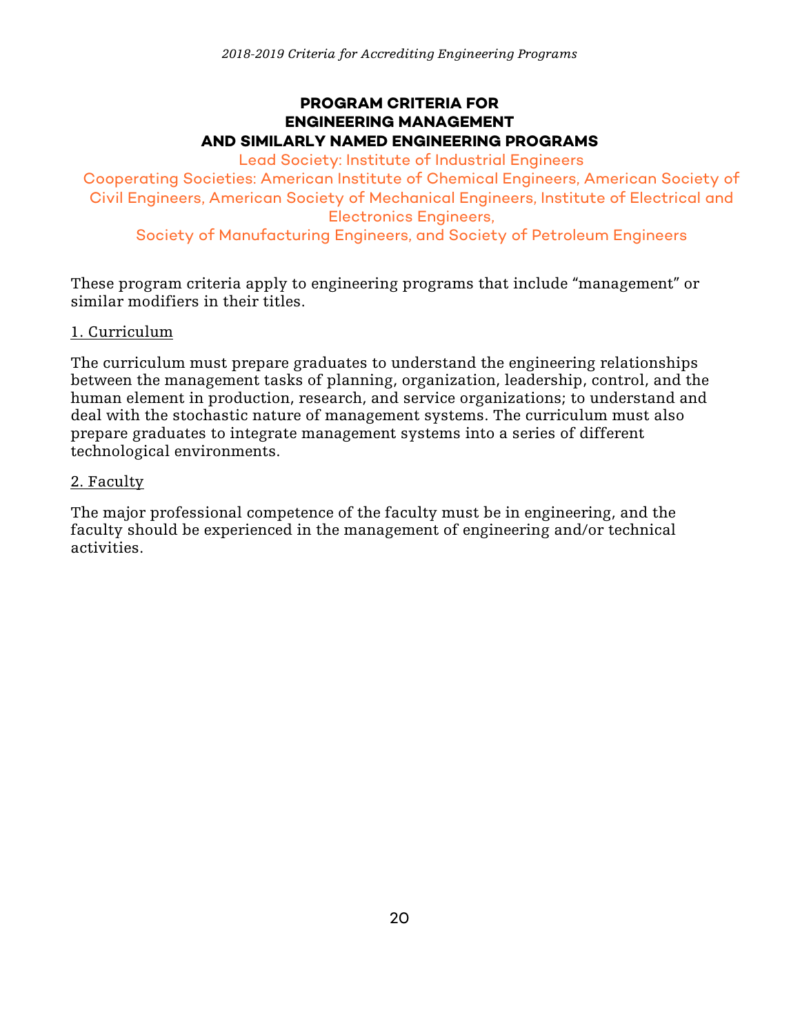# PROGRAM CRITERIA FOR ENGINEERING MANAGEMENT AND SIMILARLY NAMED ENGINEERING PROGRAMS

Lead Society: Institute of Industrial Engineers

Cooperating Societies: American Institute of Chemical Engineers, American Society of Civil Engineers, American Society of Mechanical Engineers, Institute of Electrical and Electronics Engineers,
Society of Manufacturing Engineers, and Society of Petroleum Engineers

These program criteria apply to engineering programs that include "management" or similar modifiers in their titles.

## 1. Curriculum

The curriculum must prepare graduates to understand the engineering relationships between the management tasks of planning, organization, leadership, control, and the human element in production, research, and service organizations; to understand and deal with the stochastic nature of management systems. The curriculum must also prepare graduates to integrate management systems into a series of different technological environments.

## 2. Faculty

The major professional competence of the faculty must be in engineering, and the faculty should be experienced in the management of engineering and/or technical activities.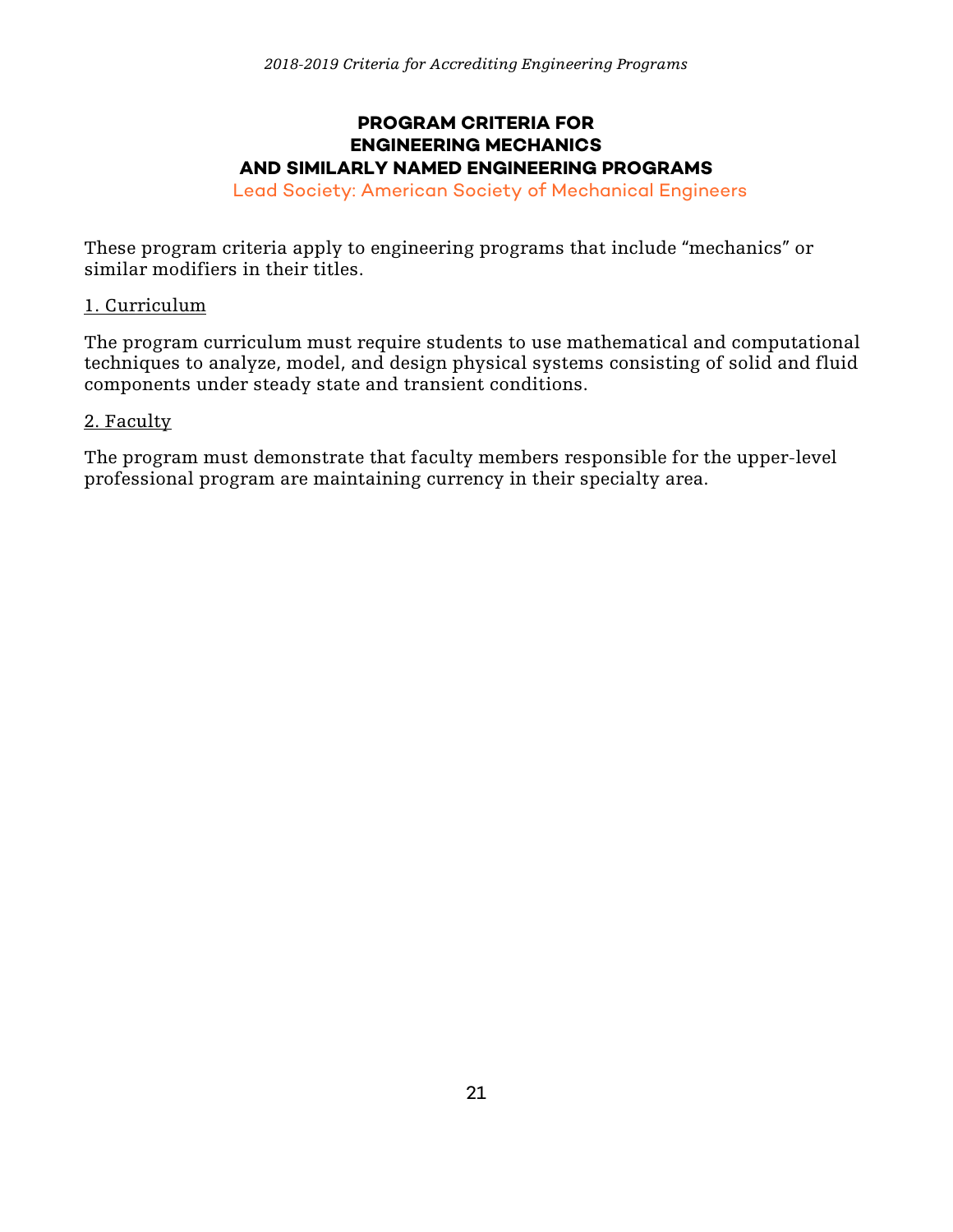## PROGRAM CRITERIA FOR ENGINEERING MECHANICS AND SIMILARLY NAMED ENGINEERING PROGRAMS

Lead Society: American Society of Mechanical Engineers

These program criteria apply to engineering programs that include “mechanics” or similar modifiers in their titles.

### 1. Curriculum

The program curriculum must require students to use mathematical and computational techniques to analyze, model, and design physical systems consisting of solid and fluid components under steady state and transient conditions.

### 2. Faculty

The program must demonstrate that faculty members responsible for the upper-level professional program are maintaining currency in their specialty area.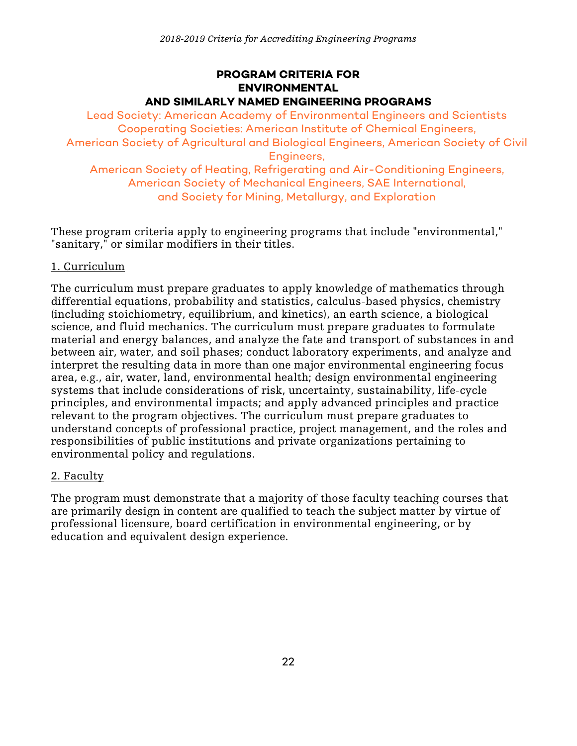# PROGRAM CRITERIA FOR ENVIRONMENTAL AND SIMILARLY NAMED ENGINEERING PROGRAMS

Lead Society: American Academy of Environmental Engineers and Scientists
Cooperating Societies: American Institute of Chemical Engineers, American Society of Agricultural and Biological Engineers, American Society of Civil Engineers, American Society of Heating, Refrigerating and Air-Conditioning Engineers, American Society of Mechanical Engineers, SAE International, and Society for Mining, Metallurgy, and Exploration

These program criteria apply to engineering programs that include "environmental," "sanitary," or similar modifiers in their titles.

## 1. Curriculum

The curriculum must prepare graduates to apply knowledge of mathematics through differential equations, probability and statistics, calculus-based physics, chemistry (including stoichiometry, equilibrium, and kinetics), an earth science, a biological science, and fluid mechanics. The curriculum must prepare graduates to formulate material and energy balances, and analyze the fate and transport of substances in and between air, water, and soil phases; conduct laboratory experiments, and analyze and interpret the resulting data in more than one major environmental engineering focus area, e.g., air, water, land, environmental health; design environmental engineering systems that include considerations of risk, uncertainty, sustainability, life-cycle principles, and environmental impacts; and apply advanced principles and practice relevant to the program objectives. The curriculum must prepare graduates to understand concepts of professional practice, project management, and the roles and responsibilities of public institutions and private organizations pertaining to environmental policy and regulations.

## 2. Faculty

The program must demonstrate that a majority of those faculty teaching courses that are primarily design in content are qualified to teach the subject matter by virtue of professional licensure, board certification in environmental engineering, or by education and equivalent design experience.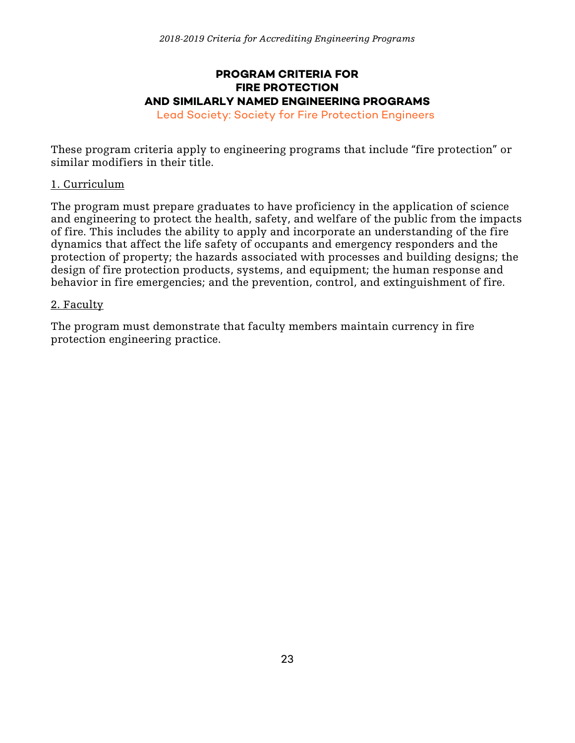## PROGRAM CRITERIA FOR FIRE PROTECTION AND SIMILARLY NAMED ENGINEERING PROGRAMS

Lead Society: Society for Fire Protection Engineers

These program criteria apply to engineering programs that include "fire protection" or similar modifiers in their title.

### 1. Curriculum

The program must prepare graduates to have proficiency in the application of science and engineering to protect the health, safety, and welfare of the public from the impacts of fire. This includes the ability to apply and incorporate an understanding of the fire dynamics that affect the life safety of occupants and emergency responders and the protection of property; the hazards associated with processes and building designs; the design of fire protection products, systems, and equipment; the human response and behavior in fire emergencies; and the prevention, control, and extinguishment of fire.

### 2. Faculty

The program must demonstrate that faculty members maintain currency in fire protection engineering practice.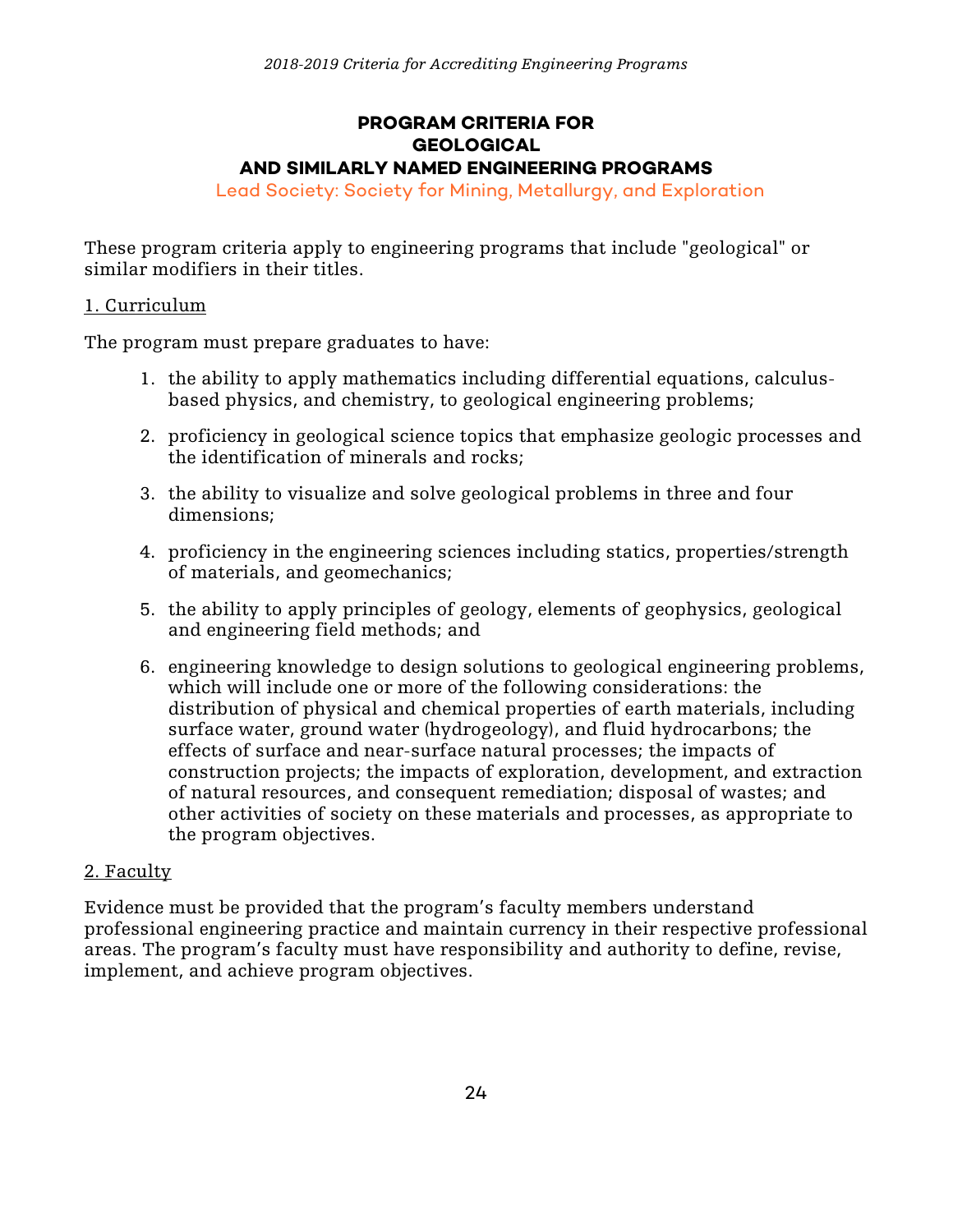## PROGRAM CRITERIA FOR GEOLOGICAL AND SIMILARLY NAMED ENGINEERING PROGRAMS

Lead Society: Society for Mining, Metallurgy, and Exploration

These program criteria apply to engineering programs that include "geological" or similar modifiers in their titles.

### 1. Curriculum

The program must prepare graduates to have:

1. the ability to apply mathematics including differential equations, calculus-based physics, and chemistry, to geological engineering problems;
2. proficiency in geological science topics that emphasize geologic processes and the identification of minerals and rocks;
3. the ability to visualize and solve geological problems in three and four dimensions;
4. proficiency in the engineering sciences including statics, properties/strength of materials, and geomechanics;
5. the ability to apply principles of geology, elements of geophysics, geological and engineering field methods; and
6. engineering knowledge to design solutions to geological engineering problems, which will include one or more of the following considerations: the distribution of physical and chemical properties of earth materials, including surface water, ground water (hydrogeology), and fluid hydrocarbons; the effects of surface and near-surface natural processes; the impacts of construction projects; the impacts of exploration, development, and extraction of natural resources, and consequent remediation; disposal of wastes; and other activities of society on these materials and processes, as appropriate to the program objectives.

### 2. Faculty

Evidence must be provided that the program's faculty members understand professional engineering practice and maintain currency in their respective professional areas. The program's faculty must have responsibility and authority to define, revise, implement, and achieve program objectives.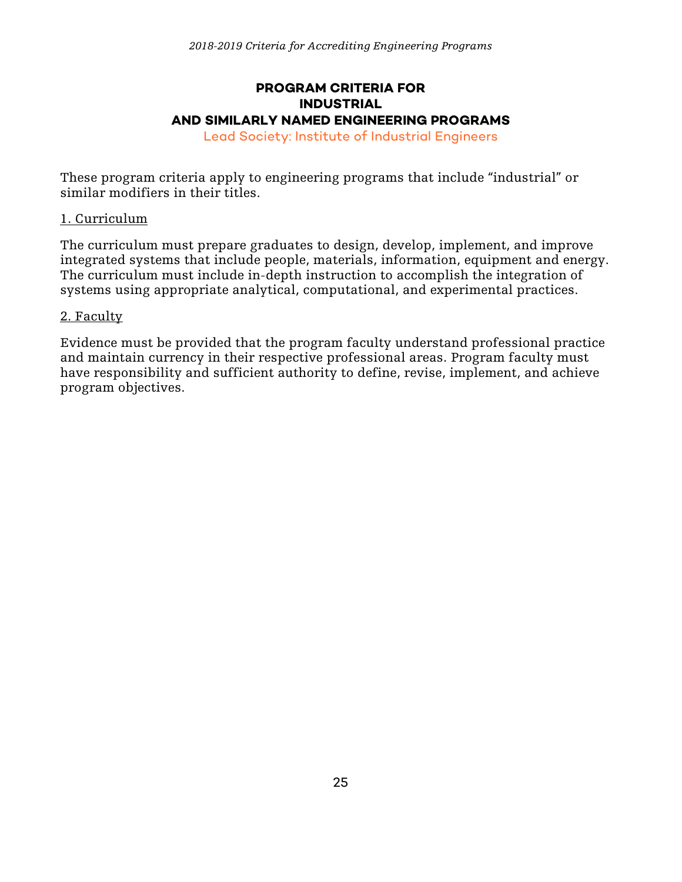## PROGRAM CRITERIA FOR INDUSTRIAL AND SIMILARLY NAMED ENGINEERING PROGRAMS

Lead Society: Institute of Industrial Engineers

These program criteria apply to engineering programs that include "industrial" or similar modifiers in their titles.

1. Curriculum

The curriculum must prepare graduates to design, develop, implement, and improve integrated systems that include people, materials, information, equipment and energy. The curriculum must include in-depth instruction to accomplish the integration of systems using appropriate analytical, computational, and experimental practices.

2. Faculty

Evidence must be provided that the program faculty understand professional practice and maintain currency in their respective professional areas. Program faculty must have responsibility and sufficient authority to define, revise, implement, and achieve program objectives.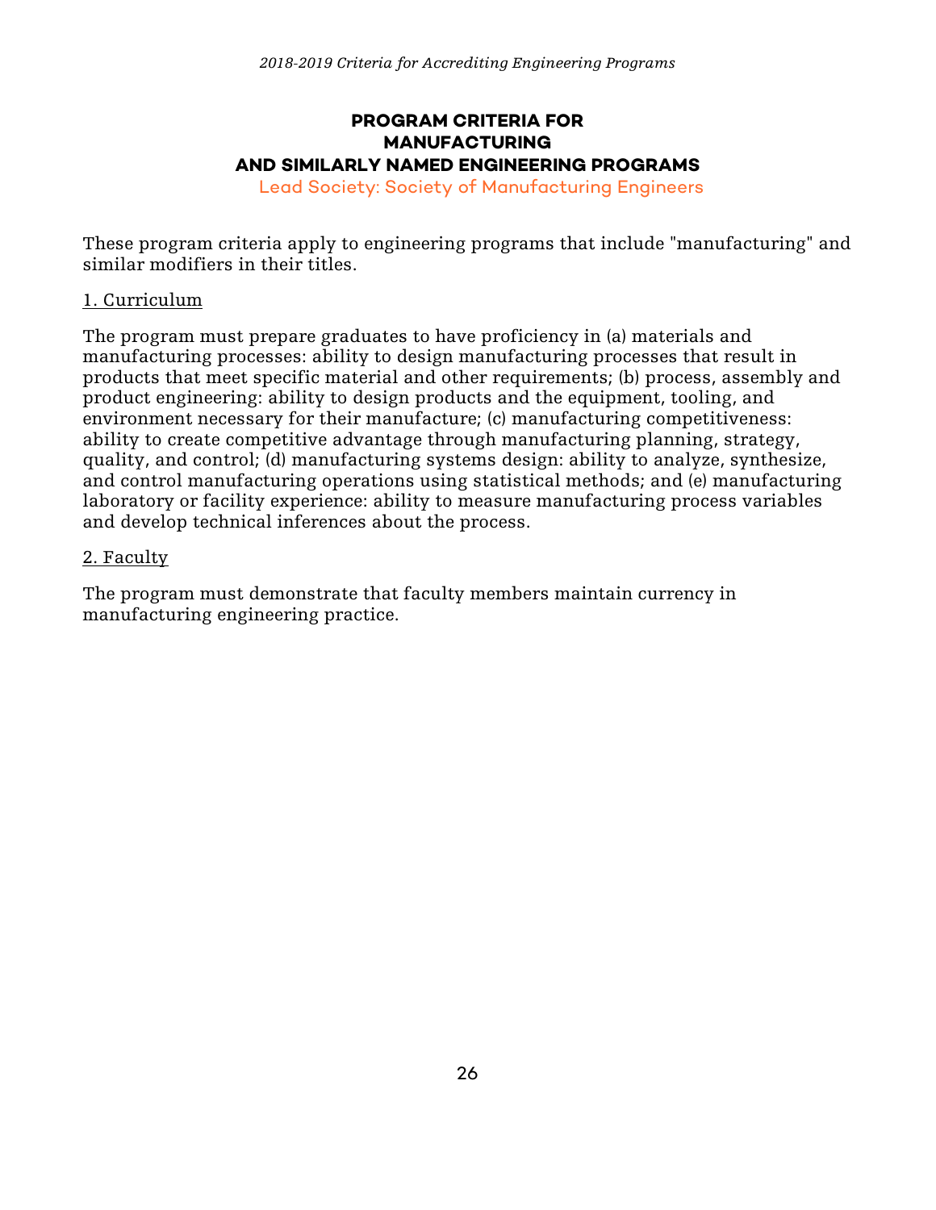# PROGRAM CRITERIA FOR MANUFACTURING AND SIMILARLY NAMED ENGINEERING PROGRAMS

Lead Society: Society of Manufacturing Engineers

These program criteria apply to engineering programs that include "manufacturing" and similar modifiers in their titles.

## 1. Curriculum

The program must prepare graduates to have proficiency in (a) materials and manufacturing processes: ability to design manufacturing processes that result in products that meet specific material and other requirements; (b) process, assembly and product engineering: ability to design products and the equipment, tooling, and environment necessary for their manufacture; (c) manufacturing competitiveness: ability to create competitive advantage through manufacturing planning, strategy, quality, and control; (d) manufacturing systems design: ability to analyze, synthesize, and control manufacturing operations using statistical methods; and (e) manufacturing laboratory or facility experience: ability to measure manufacturing process variables and develop technical inferences about the process.

## 2. Faculty

The program must demonstrate that faculty members maintain currency in manufacturing engineering practice.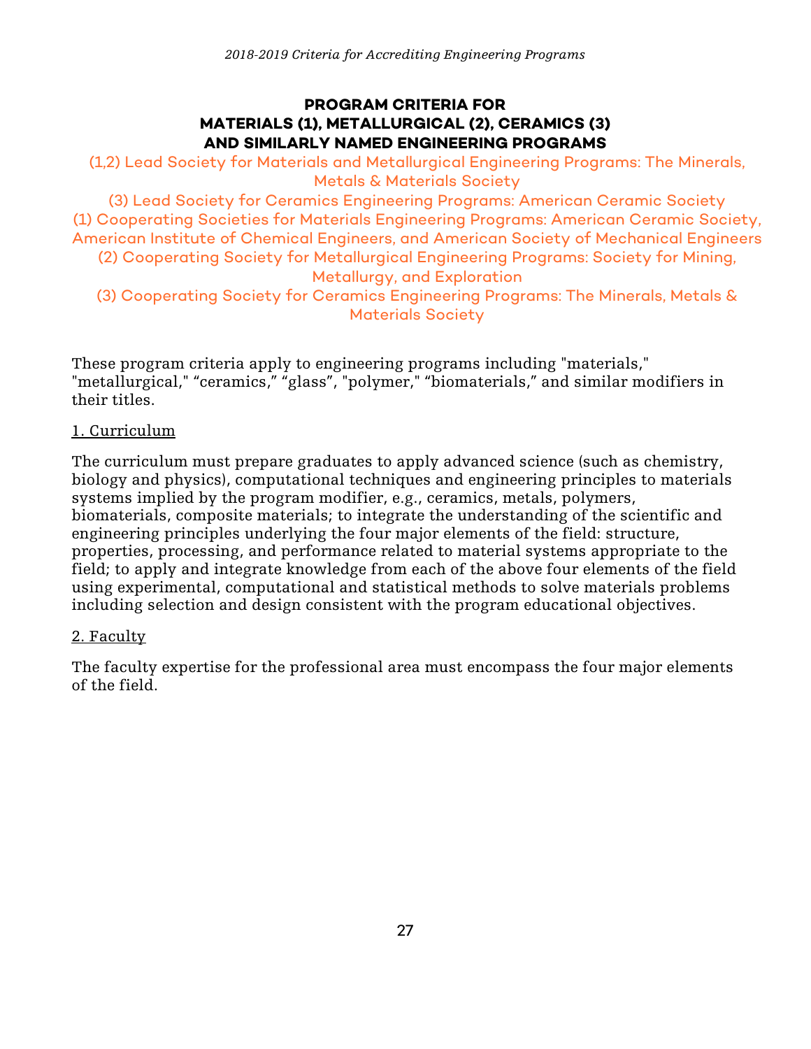## PROGRAM CRITERIA FOR MATERIALS (1), METALLURGICAL (2), CERAMICS (3) AND SIMILARLY NAMED ENGINEERING PROGRAMS

(1,2) Lead Society for Materials and Metallurgical Engineering Programs: The Minerals, Metals & Materials Society

(3) Lead Society for Ceramics Engineering Programs: American Ceramic Society

(1) Cooperating Societies for Materials Engineering Programs: American Ceramic Society, American Institute of Chemical Engineers, and American Society of Mechanical Engineers

(2) Cooperating Society for Metallurgical Engineering Programs: Society for Mining, Metallurgy, and Exploration

(3) Cooperating Society for Ceramics Engineering Programs: The Minerals, Metals & Materials Society

These program criteria apply to engineering programs including "materials," "metallurgical," "ceramics," "glass", "polymer," "biomaterials," and similar modifiers in their titles.

1. Curriculum

The curriculum must prepare graduates to apply advanced science (such as chemistry, biology and physics), computational techniques and engineering principles to materials systems implied by the program modifier, e.g., ceramics, metals, polymers, biomaterials, composite materials; to integrate the understanding of the scientific and engineering principles underlying the four major elements of the field: structure, properties, processing, and performance related to material systems appropriate to the field; to apply and integrate knowledge from each of the above four elements of the field using experimental, computational and statistical methods to solve materials problems including selection and design consistent with the program educational objectives.

2. Faculty

The faculty expertise for the professional area must encompass the four major elements of the field.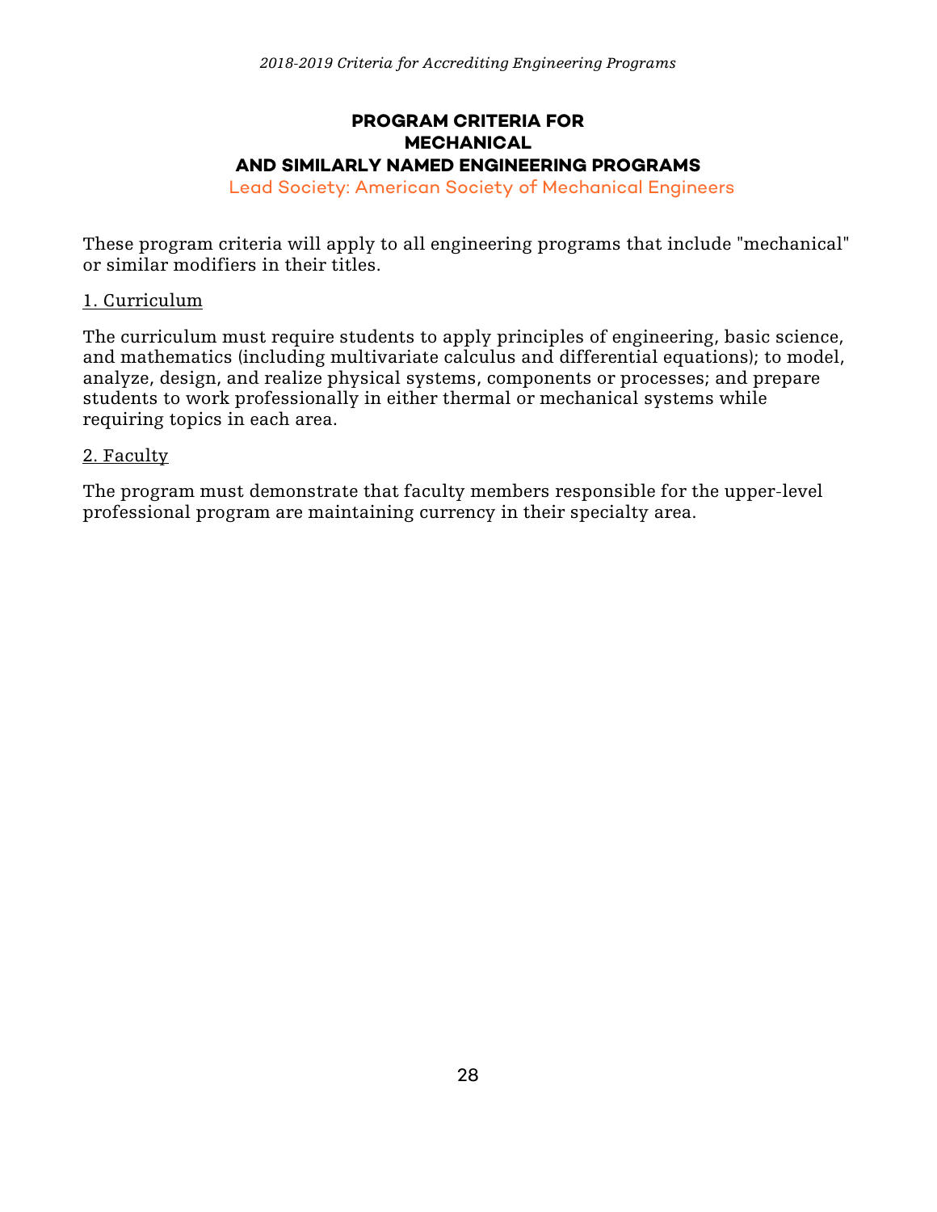## PROGRAM CRITERIA FOR MECHANICAL AND SIMILARLY NAMED ENGINEERING PROGRAMS

Lead Society: American Society of Mechanical Engineers

These program criteria will apply to all engineering programs that include "mechanical" or similar modifiers in their titles.

### 1. Curriculum

The curriculum must require students to apply principles of engineering, basic science, and mathematics (including multivariate calculus and differential equations); to model, analyze, design, and realize physical systems, components or processes; and prepare students to work professionally in either thermal or mechanical systems while requiring topics in each area.

### 2. Faculty

The program must demonstrate that faculty members responsible for the upper-level professional program are maintaining currency in their specialty area.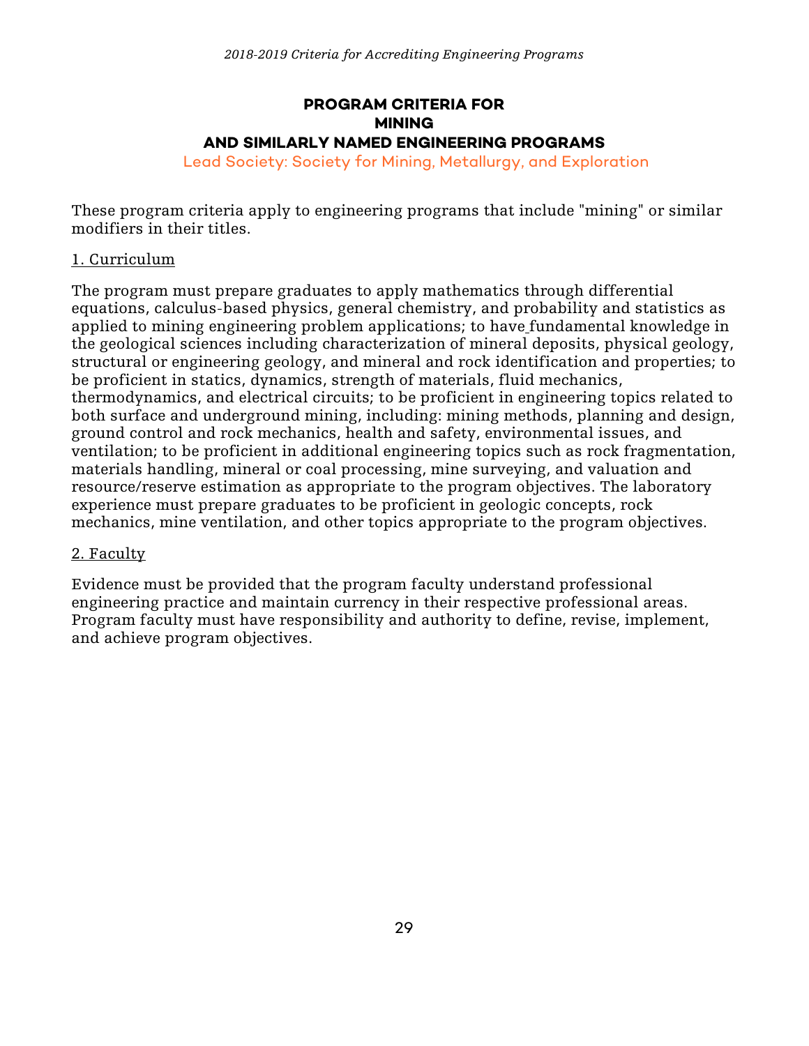# PROGRAM CRITERIA FOR MINING AND SIMILARLY NAMED ENGINEERING PROGRAMS

Lead Society: Society for Mining, Metallurgy, and Exploration

These program criteria apply to engineering programs that include "mining" or similar modifiers in their titles.

## 1. Curriculum

The program must prepare graduates to apply mathematics through differential equations, calculus-based physics, general chemistry, and probability and statistics as applied to mining engineering problem applications; to have fundamental knowledge in the geological sciences including characterization of mineral deposits, physical geology, structural or engineering geology, and mineral and rock identification and properties; to be proficient in statics, dynamics, strength of materials, fluid mechanics, thermodynamics, and electrical circuits; to be proficient in engineering topics related to both surface and underground mining, including: mining methods, planning and design, ground control and rock mechanics, health and safety, environmental issues, and ventilation; to be proficient in additional engineering topics such as rock fragmentation, materials handling, mineral or coal processing, mine surveying, and valuation and resource/reserve estimation as appropriate to the program objectives. The laboratory experience must prepare graduates to be proficient in geologic concepts, rock mechanics, mine ventilation, and other topics appropriate to the program objectives.

## 2. Faculty

Evidence must be provided that the program faculty understand professional engineering practice and maintain currency in their respective professional areas. Program faculty must have responsibility and authority to define, revise, implement, and achieve program objectives.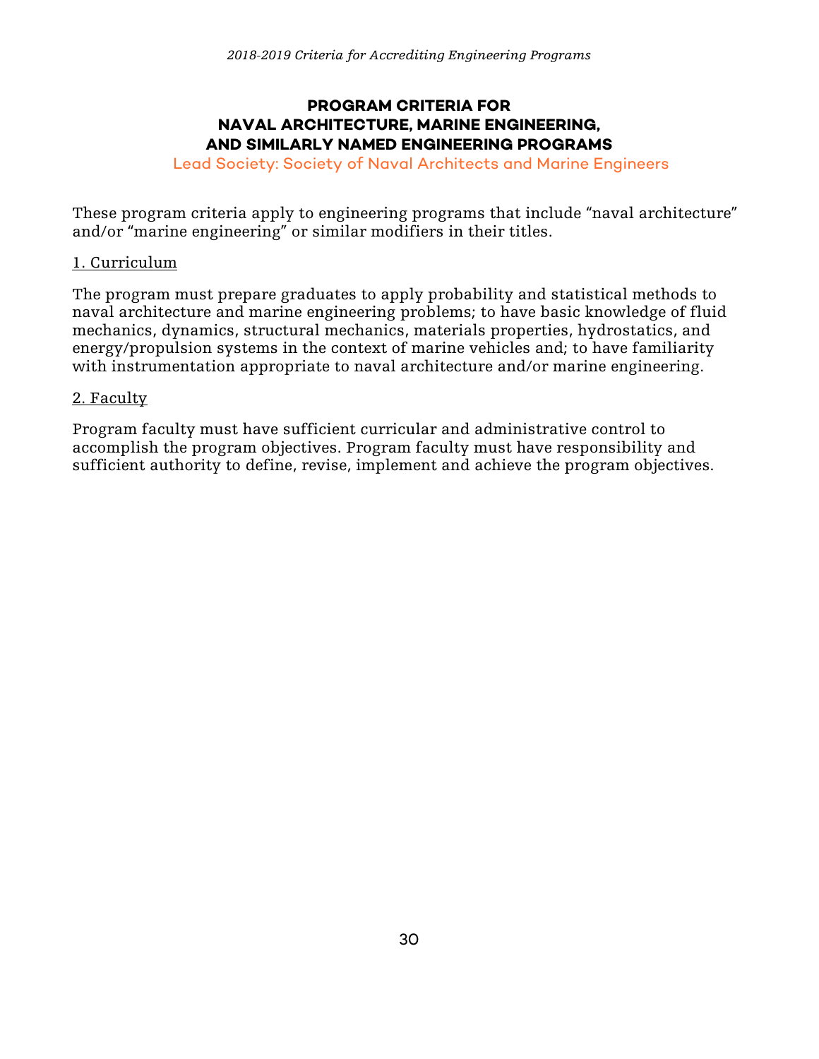## PROGRAM CRITERIA FOR NAVAL ARCHITECTURE, MARINE ENGINEERING, AND SIMILARLY NAMED ENGINEERING PROGRAMS

Lead Society: Society of Naval Architects and Marine Engineers

These program criteria apply to engineering programs that include "naval architecture" and/or "marine engineering" or similar modifiers in their titles.

### 1. Curriculum

The program must prepare graduates to apply probability and statistical methods to naval architecture and marine engineering problems; to have basic knowledge of fluid mechanics, dynamics, structural mechanics, materials properties, hydrostatics, and energy/propulsion systems in the context of marine vehicles and; to have familiarity with instrumentation appropriate to naval architecture and/or marine engineering.

### 2. Faculty

Program faculty must have sufficient curricular and administrative control to accomplish the program objectives. Program faculty must have responsibility and sufficient authority to define, revise, implement and achieve the program objectives.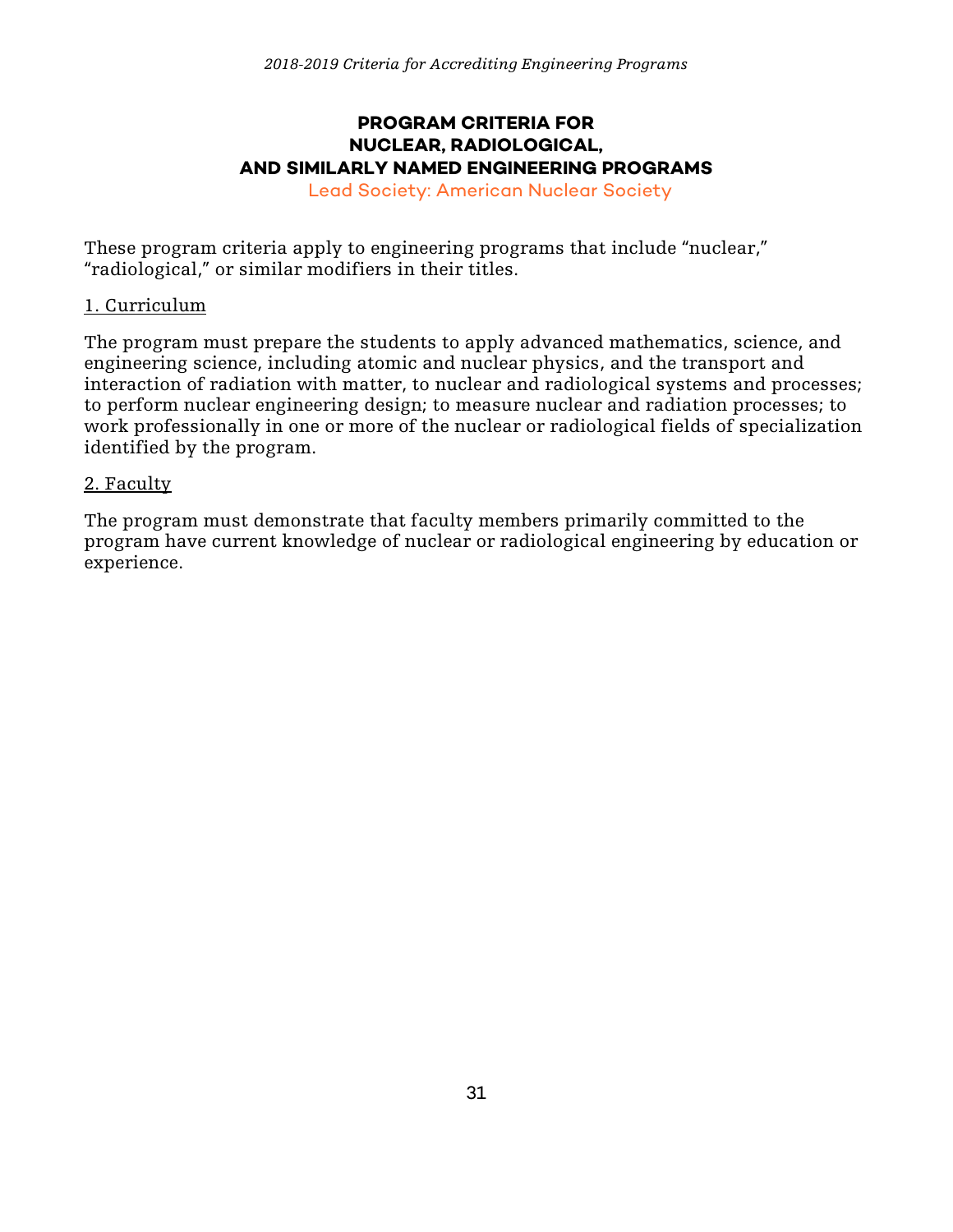## PROGRAM CRITERIA FOR NUCLEAR, RADIOLOGICAL, AND SIMILARLY NAMED ENGINEERING PROGRAMS

Lead Society: American Nuclear Society

These program criteria apply to engineering programs that include "nuclear," "radiological," or similar modifiers in their titles.

### 1. Curriculum

The program must prepare the students to apply advanced mathematics, science, and engineering science, including atomic and nuclear physics, and the transport and interaction of radiation with matter, to nuclear and radiological systems and processes; to perform nuclear engineering design; to measure nuclear and radiation processes; to work professionally in one or more of the nuclear or radiological fields of specialization identified by the program.

### 2. Faculty

The program must demonstrate that faculty members primarily committed to the program have current knowledge of nuclear or radiological engineering by education or experience.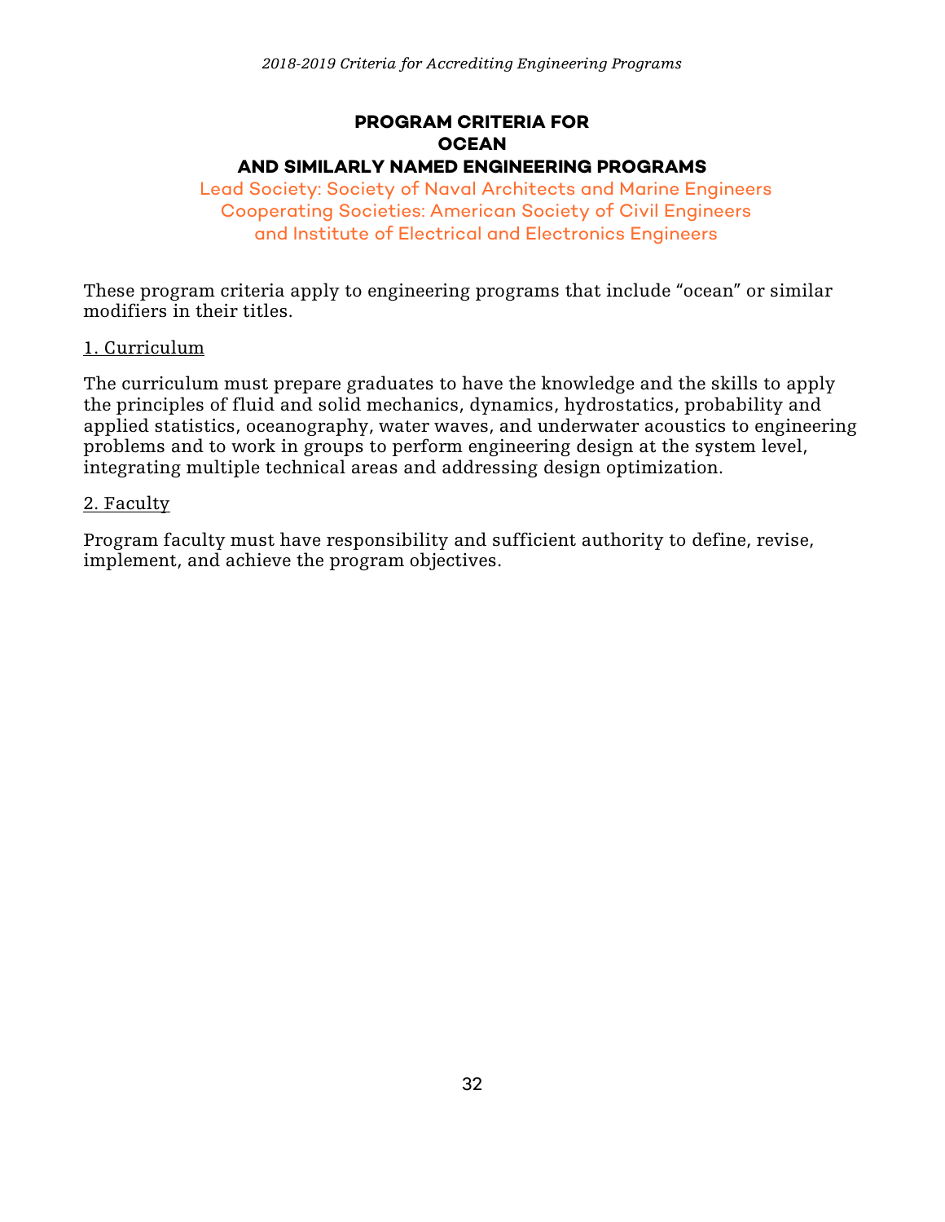## PROGRAM CRITERIA FOR OCEAN AND SIMILARLY NAMED ENGINEERING PROGRAMS

Lead Society: Society of Naval Architects and Marine Engineers
Cooperating Societies: American Society of Civil Engineers and Institute of Electrical and Electronics Engineers

These program criteria apply to engineering programs that include "ocean" or similar modifiers in their titles.

1. Curriculum

The curriculum must prepare graduates to have the knowledge and the skills to apply the principles of fluid and solid mechanics, dynamics, hydrostatics, probability and applied statistics, oceanography, water waves, and underwater acoustics to engineering problems and to work in groups to perform engineering design at the system level, integrating multiple technical areas and addressing design optimization.

2. Faculty

Program faculty must have responsibility and sufficient authority to define, revise, implement, and achieve the program objectives.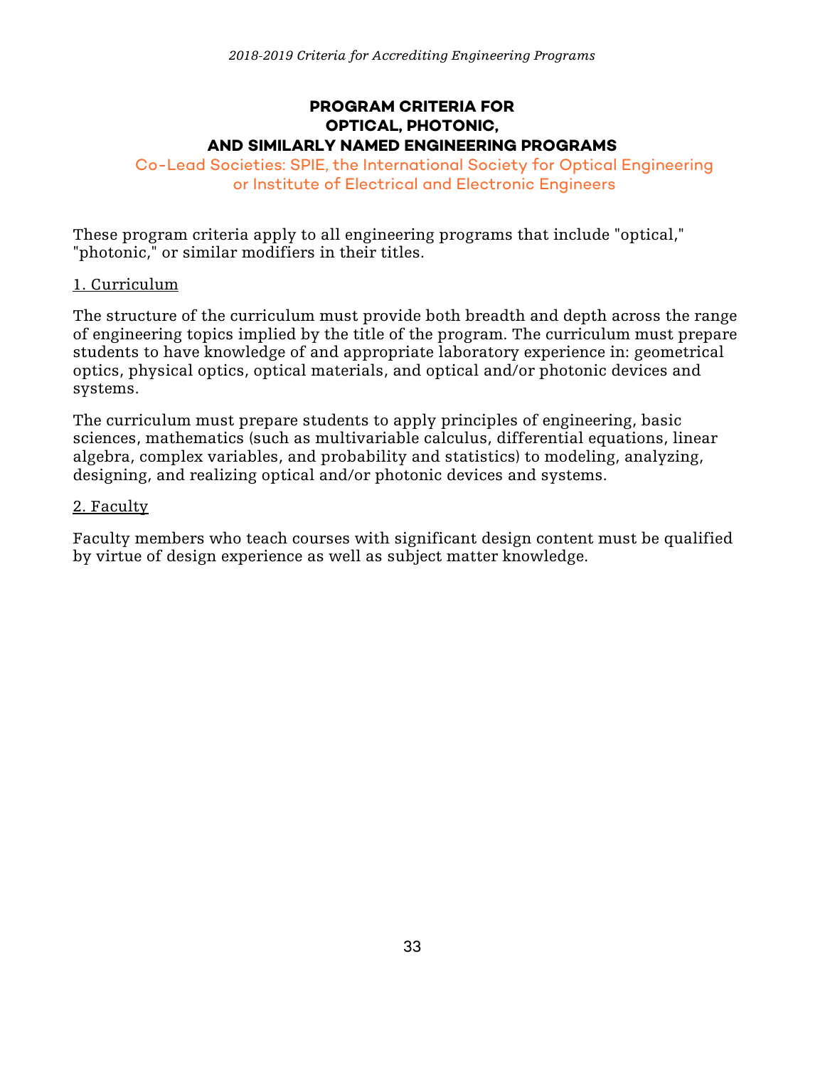## PROGRAM CRITERIA FOR OPTICAL, PHOTONIC, AND SIMILARLY NAMED ENGINEERING PROGRAMS

Co-Lead Societies: SPIE, the International Society for Optical Engineering or Institute of Electrical and Electronic Engineers

These program criteria apply to all engineering programs that include "optical," "photonic," or similar modifiers in their titles.

1. Curriculum

The structure of the curriculum must provide both breadth and depth across the range of engineering topics implied by the title of the program. The curriculum must prepare students to have knowledge of and appropriate laboratory experience in: geometrical optics, physical optics, optical materials, and optical and/or photonic devices and systems.

The curriculum must prepare students to apply principles of engineering, basic sciences, mathematics (such as multivariable calculus, differential equations, linear algebra, complex variables, and probability and statistics) to modeling, analyzing, designing, and realizing optical and/or photonic devices and systems.

2. Faculty

Faculty members who teach courses with significant design content must be qualified by virtue of design experience as well as subject matter knowledge.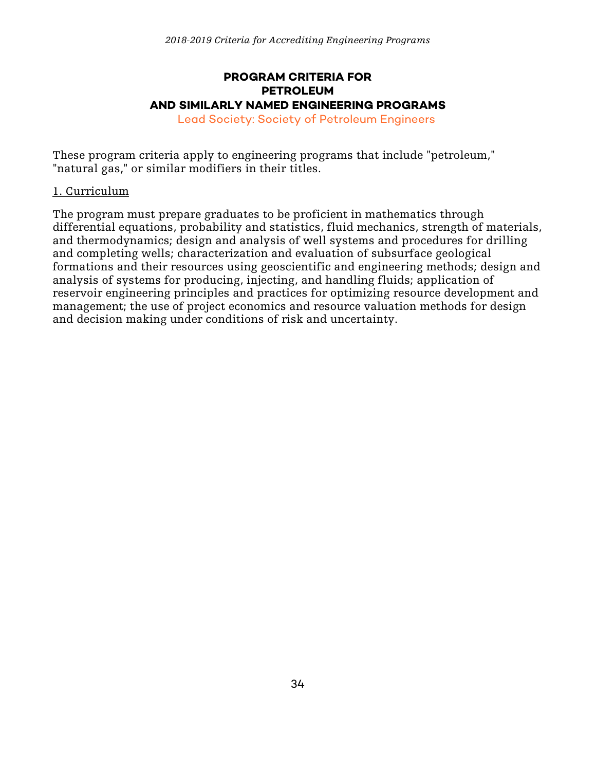## PROGRAM CRITERIA FOR PETROLEUM AND SIMILARLY NAMED ENGINEERING PROGRAMS

Lead Society: Society of Petroleum Engineers

These program criteria apply to engineering programs that include "petroleum," "natural gas," or similar modifiers in their titles.

### 1. Curriculum

The program must prepare graduates to be proficient in mathematics through differential equations, probability and statistics, fluid mechanics, strength of materials, and thermodynamics; design and analysis of well systems and procedures for drilling and completing wells; characterization and evaluation of subsurface geological formations and their resources using geoscientific and engineering methods; design and analysis of systems for producing, injecting, and handling fluids; application of reservoir engineering principles and practices for optimizing resource development and management; the use of project economics and resource valuation methods for design and decision making under conditions of risk and uncertainty.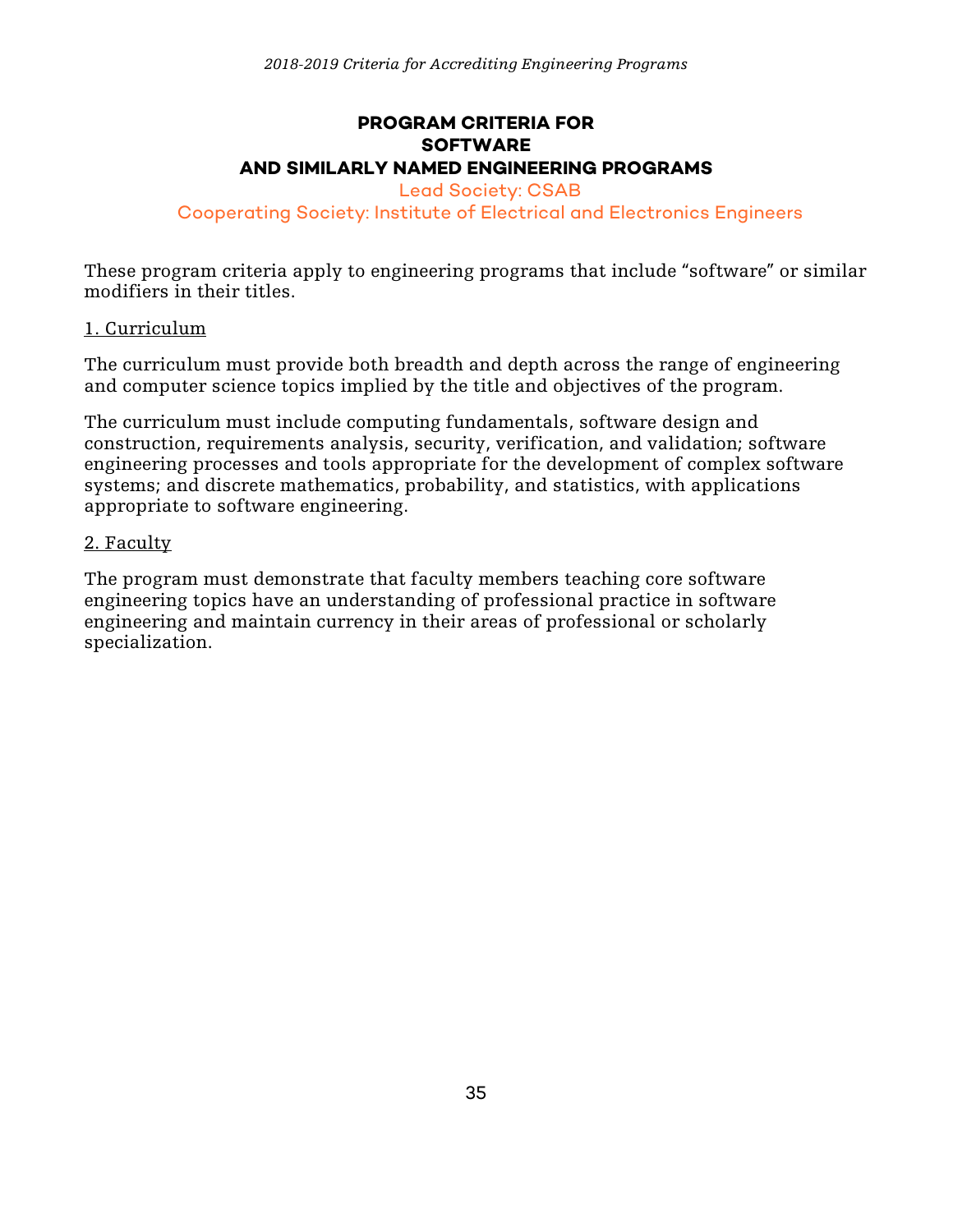# PROGRAM CRITERIA FOR SOFTWARE AND SIMILARLY NAMED ENGINEERING PROGRAMS

Lead Society: CSAB

Cooperating Society: Institute of Electrical and Electronics Engineers

These program criteria apply to engineering programs that include "software" or similar modifiers in their titles.

## 1. Curriculum

The curriculum must provide both breadth and depth across the range of engineering and computer science topics implied by the title and objectives of the program.

The curriculum must include computing fundamentals, software design and construction, requirements analysis, security, verification, and validation; software engineering processes and tools appropriate for the development of complex software systems; and discrete mathematics, probability, and statistics, with applications appropriate to software engineering.

## 2. Faculty

The program must demonstrate that faculty members teaching core software engineering topics have an understanding of professional practice in software engineering and maintain currency in their areas of professional or scholarly specialization.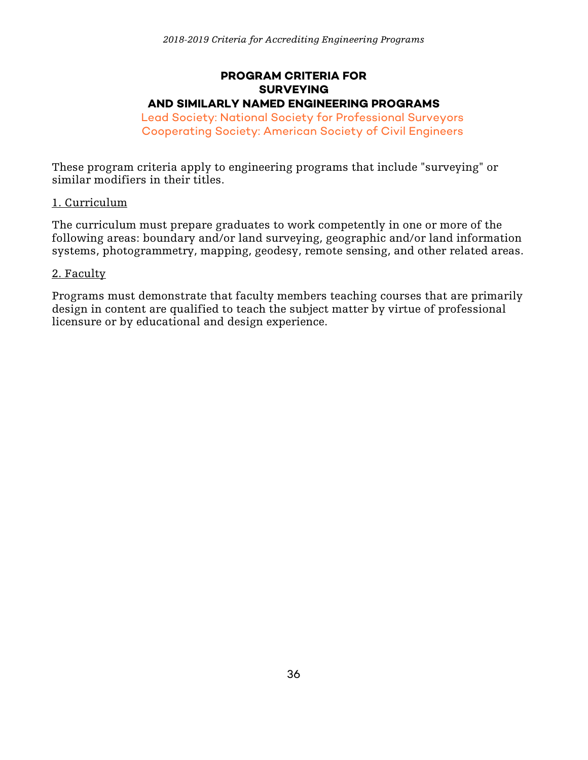## PROGRAM CRITERIA FOR SURVEYING AND SIMILARLY NAMED ENGINEERING PROGRAMS

Lead Society: National Society for Professional Surveyors
Cooperating Society: American Society of Civil Engineers

These program criteria apply to engineering programs that include "surveying" or similar modifiers in their titles.

### 1. Curriculum

The curriculum must prepare graduates to work competently in one or more of the following areas: boundary and/or land surveying, geographic and/or land information systems, photogrammetry, mapping, geodesy, remote sensing, and other related areas.

### 2. Faculty

Programs must demonstrate that faculty members teaching courses that are primarily design in content are qualified to teach the subject matter by virtue of professional licensure or by educational and design experience.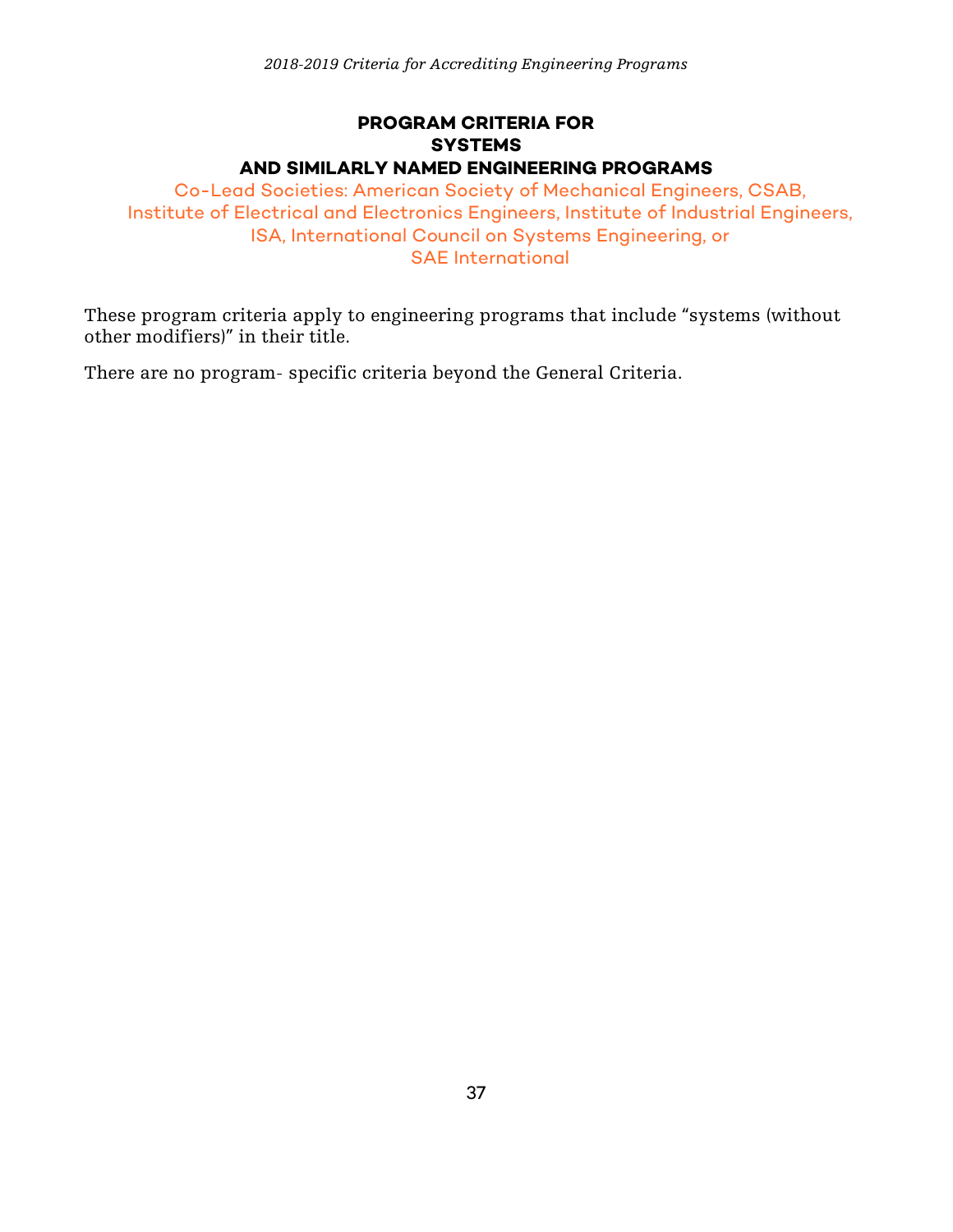## PROGRAM CRITERIA FOR SYSTEMS AND SIMILARLY NAMED ENGINEERING PROGRAMS

Co-Lead Societies: American Society of Mechanical Engineers, CSAB, Institute of Electrical and Electronics Engineers, Institute of Industrial Engineers, ISA, International Council on Systems Engineering, or SAE International

These program criteria apply to engineering programs that include "systems (without other modifiers)" in their title.

There are no program- specific criteria beyond the General Criteria.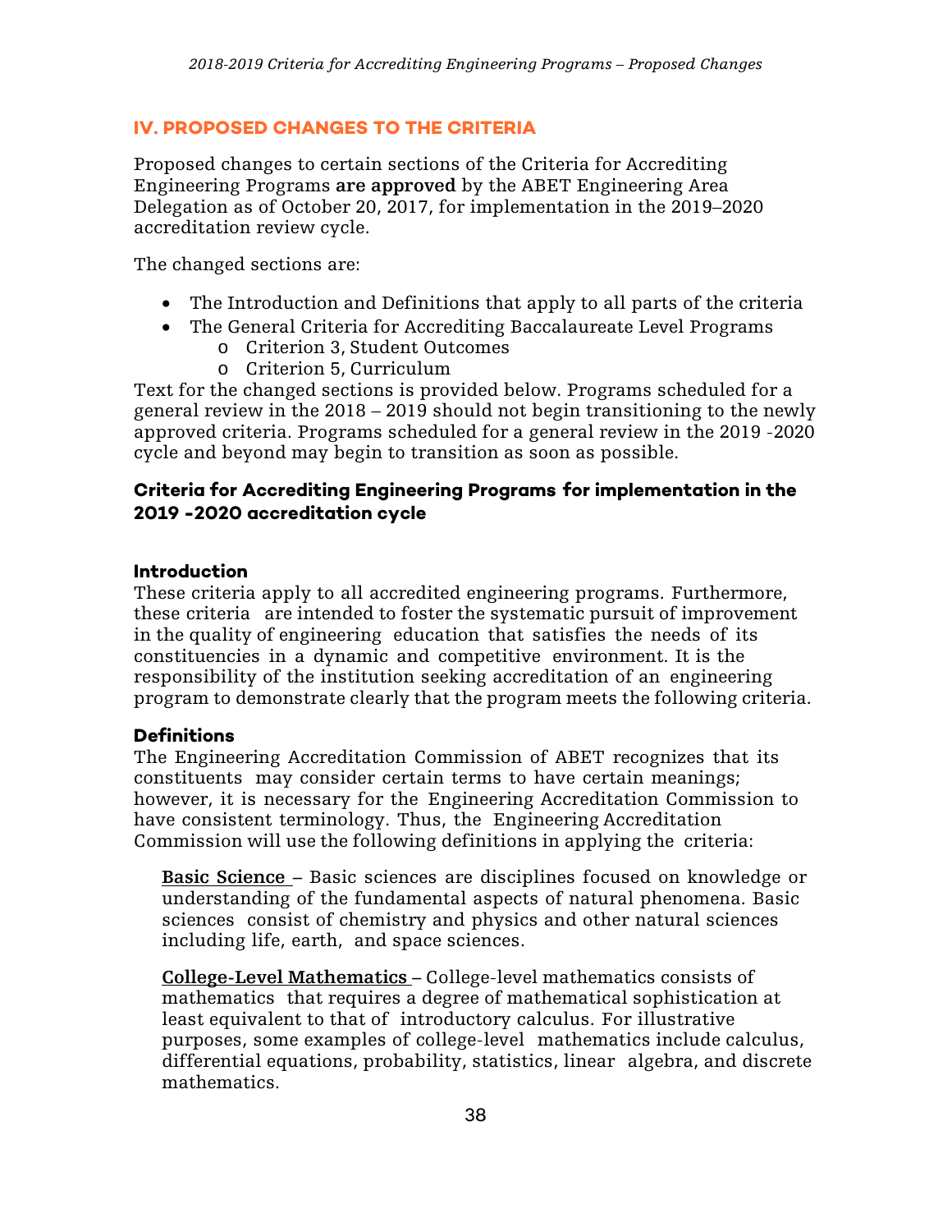## IV. PROPOSED CHANGES TO THE CRITERIA

Proposed changes to certain sections of the Criteria for Accrediting Engineering Programs **are approved** by the ABET Engineering Area Delegation as of October 20, 2017, for implementation in the 2019–2020 accreditation review cycle.

The changed sections are:

- The Introduction and Definitions that apply to all parts of the criteria
- The General Criteria for Accrediting Baccalaureate Level Programs
    - Criterion 3, Student Outcomes
    - Criterion 5, Curriculum

Text for the changed sections is provided below. Programs scheduled for a general review in the 2018 – 2019 should not begin transitioning to the newly approved criteria. Programs scheduled for a general review in the 2019 -2020 cycle and beyond may begin to transition as soon as possible.

### Criteria for Accrediting Engineering Programs for implementation in the 2019 -2020 accreditation cycle

#### Introduction

These criteria apply to all accredited engineering programs. Furthermore, these criteria are intended to foster the systematic pursuit of improvement in the quality of engineering education that satisfies the needs of its constituencies in a dynamic and competitive environment. It is the responsibility of the institution seeking accreditation of an engineering program to demonstrate clearly that the program meets the following criteria.

#### Definitions

The Engineering Accreditation Commission of ABET recognizes that its constituents may consider certain terms to have certain meanings; however, it is necessary for the Engineering Accreditation Commission to have consistent terminology. Thus, the Engineering Accreditation Commission will use the following definitions in applying the criteria:

**Basic Science** – Basic sciences are disciplines focused on knowledge or understanding of the fundamental aspects of natural phenomena. Basic sciences consist of chemistry and physics and other natural sciences including life, earth, and space sciences.

**College-Level Mathematics** – College-level mathematics consists of mathematics that requires a degree of mathematical sophistication at least equivalent to that of introductory calculus. For illustrative purposes, some examples of college-level mathematics include calculus, differential equations, probability, statistics, linear algebra, and discrete mathematics.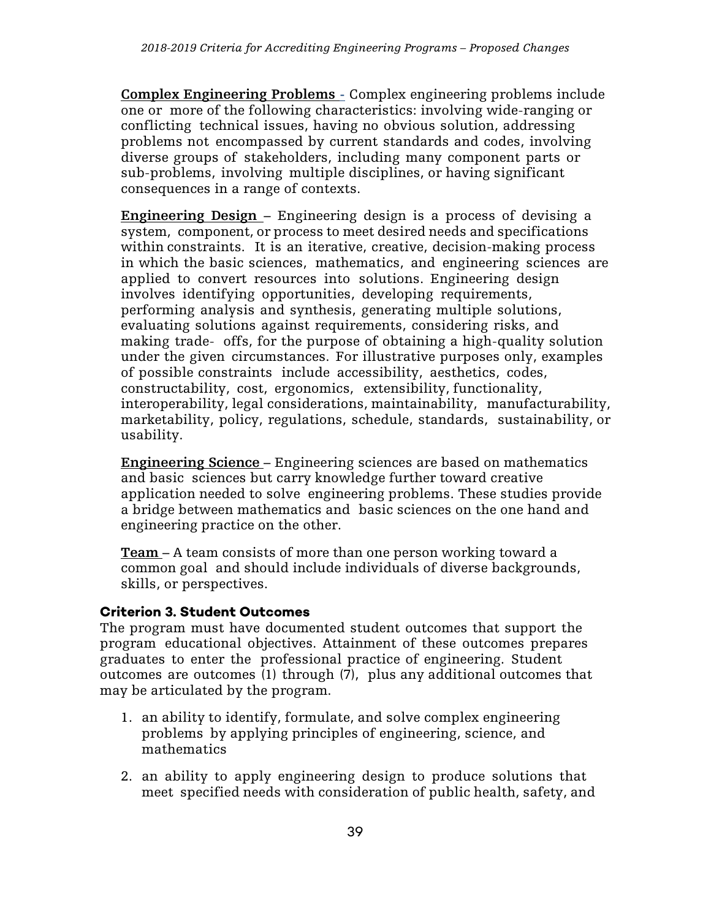**Complex Engineering Problems** - Complex engineering problems include one or more of the following characteristics: involving wide-ranging or conflicting technical issues, having no obvious solution, addressing problems not encompassed by current standards and codes, involving diverse groups of stakeholders, including many component parts or sub-problems, involving multiple disciplines, or having significant consequences in a range of contexts.

**Engineering Design** – Engineering design is a process of devising a system, component, or process to meet desired needs and specifications within constraints. It is an iterative, creative, decision-making process in which the basic sciences, mathematics, and engineering sciences are applied to convert resources into solutions. Engineering design involves identifying opportunities, developing requirements, performing analysis and synthesis, generating multiple solutions, evaluating solutions against requirements, considering risks, and making trade- offs, for the purpose of obtaining a high-quality solution under the given circumstances. For illustrative purposes only, examples of possible constraints include accessibility, aesthetics, codes, constructability, cost, ergonomics, extensibility, functionality, interoperability, legal considerations, maintainability, manufacturability, marketability, policy, regulations, schedule, standards, sustainability, or usability.

**Engineering Science** – Engineering sciences are based on mathematics and basic sciences but carry knowledge further toward creative application needed to solve engineering problems. These studies provide a bridge between mathematics and basic sciences on the one hand and engineering practice on the other.

**Team** – A team consists of more than one person working toward a common goal and should include individuals of diverse backgrounds, skills, or perspectives.

### Criterion 3. Student Outcomes

The program must have documented student outcomes that support the program educational objectives. Attainment of these outcomes prepares graduates to enter the professional practice of engineering. Student outcomes are outcomes (1) through (7), plus any additional outcomes that may be articulated by the program.

1. an ability to identify, formulate, and solve complex engineering problems by applying principles of engineering, science, and mathematics

2. an ability to apply engineering design to produce solutions that meet specified needs with consideration of public health, safety, and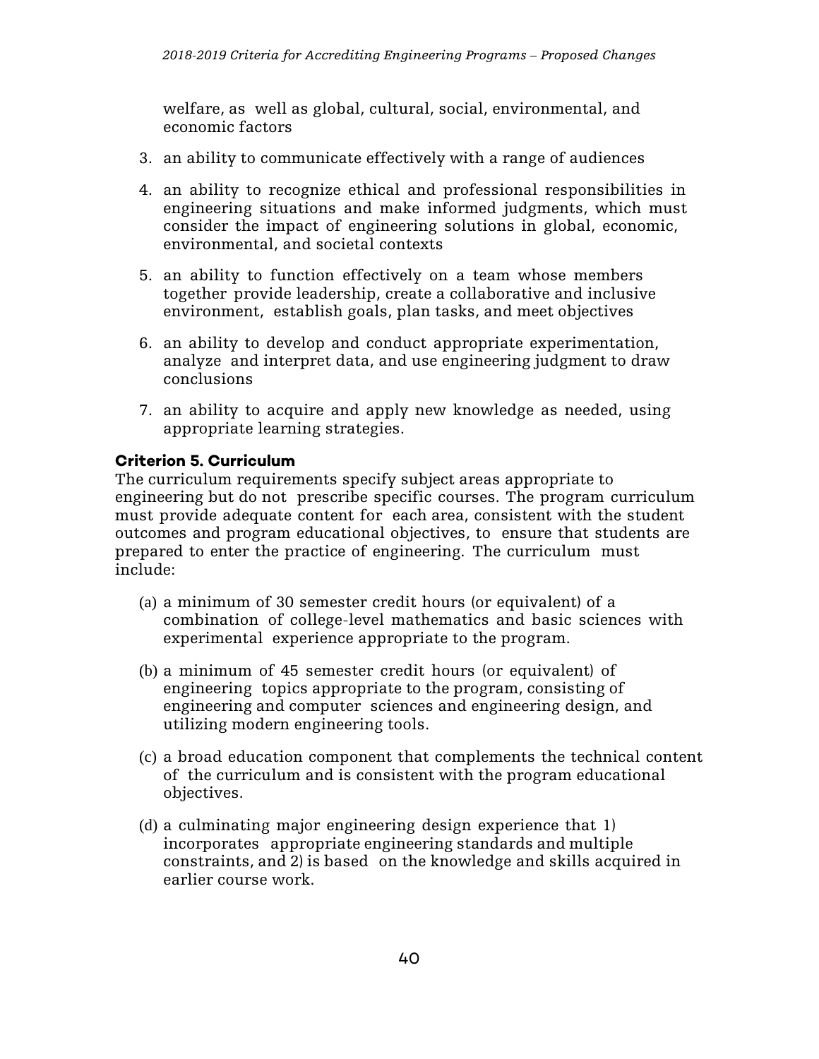welfare, as well as global, cultural, social, environmental, and economic factors

3. an ability to communicate effectively with a range of audiences

4. an ability to recognize ethical and professional responsibilities in engineering situations and make informed judgments, which must consider the impact of engineering solutions in global, economic, environmental, and societal contexts

5. an ability to function effectively on a team whose members together provide leadership, create a collaborative and inclusive environment, establish goals, plan tasks, and meet objectives

6. an ability to develop and conduct appropriate experimentation, analyze and interpret data, and use engineering judgment to draw conclusions

7. an ability to acquire and apply new knowledge as needed, using appropriate learning strategies.

**Criterion 5. Curriculum**

The curriculum requirements specify subject areas appropriate to engineering but do not prescribe specific courses. The program curriculum must provide adequate content for each area, consistent with the student outcomes and program educational objectives, to ensure that students are prepared to enter the practice of engineering. The curriculum must include:

(a) a minimum of 30 semester credit hours (or equivalent) of a combination of college-level mathematics and basic sciences with experimental experience appropriate to the program.

(b) a minimum of 45 semester credit hours (or equivalent) of engineering topics appropriate to the program, consisting of engineering and computer sciences and engineering design, and utilizing modern engineering tools.

(c) a broad education component that complements the technical content of the curriculum and is consistent with the program educational objectives.

(d) a culminating major engineering design experience that 1) incorporates appropriate engineering standards and multiple constraints, and 2) is based on the knowledge and skills acquired in earlier course work.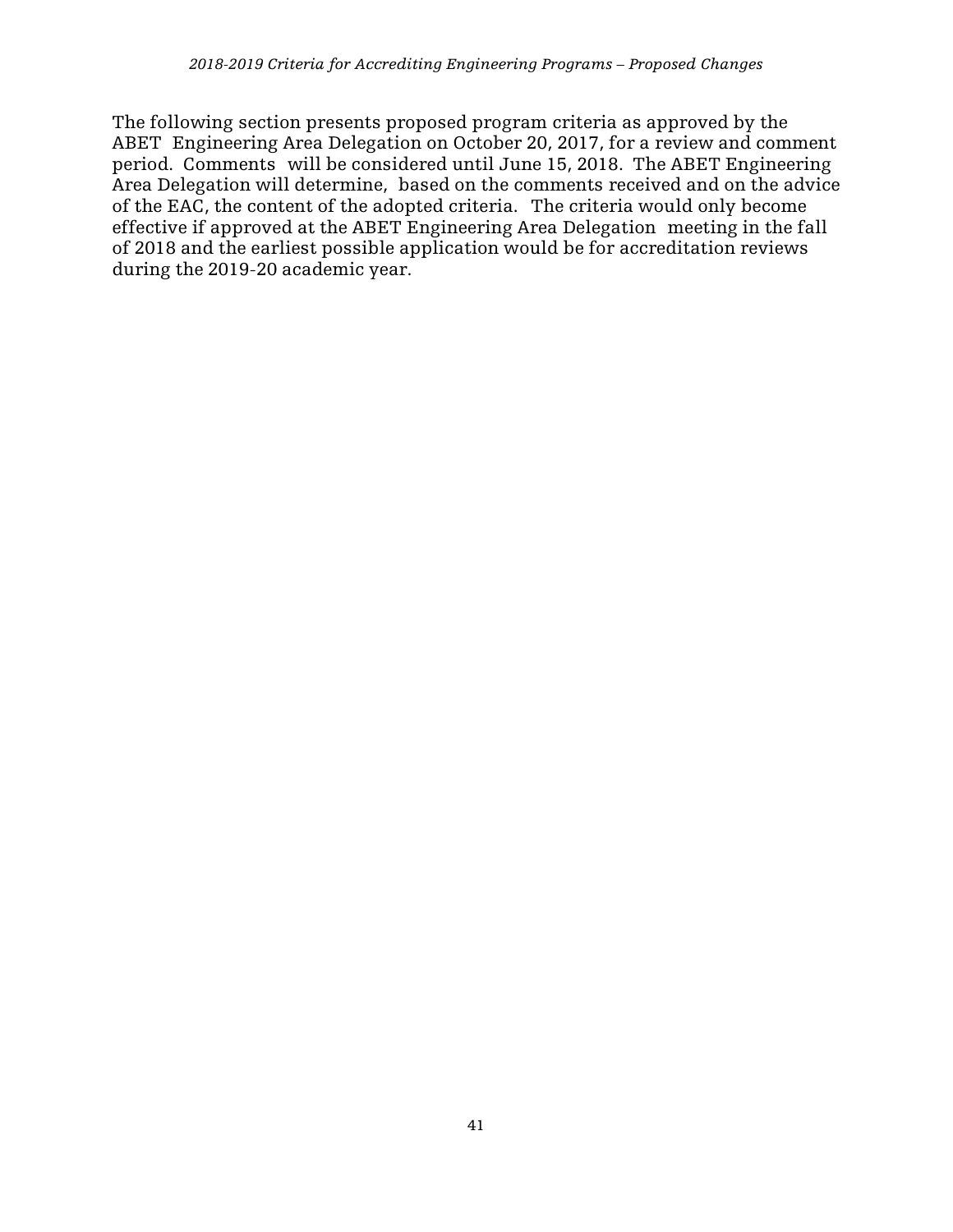The following section presents proposed program criteria as approved by the ABET Engineering Area Delegation on October 20, 2017, for a review and comment period. Comments will be considered until June 15, 2018. The ABET Engineering Area Delegation will determine, based on the comments received and on the advice of the EAC, the content of the adopted criteria. The criteria would only become effective if approved at the ABET Engineering Area Delegation meeting in the fall of 2018 and the earliest possible application would be for accreditation reviews during the 2019-20 academic year.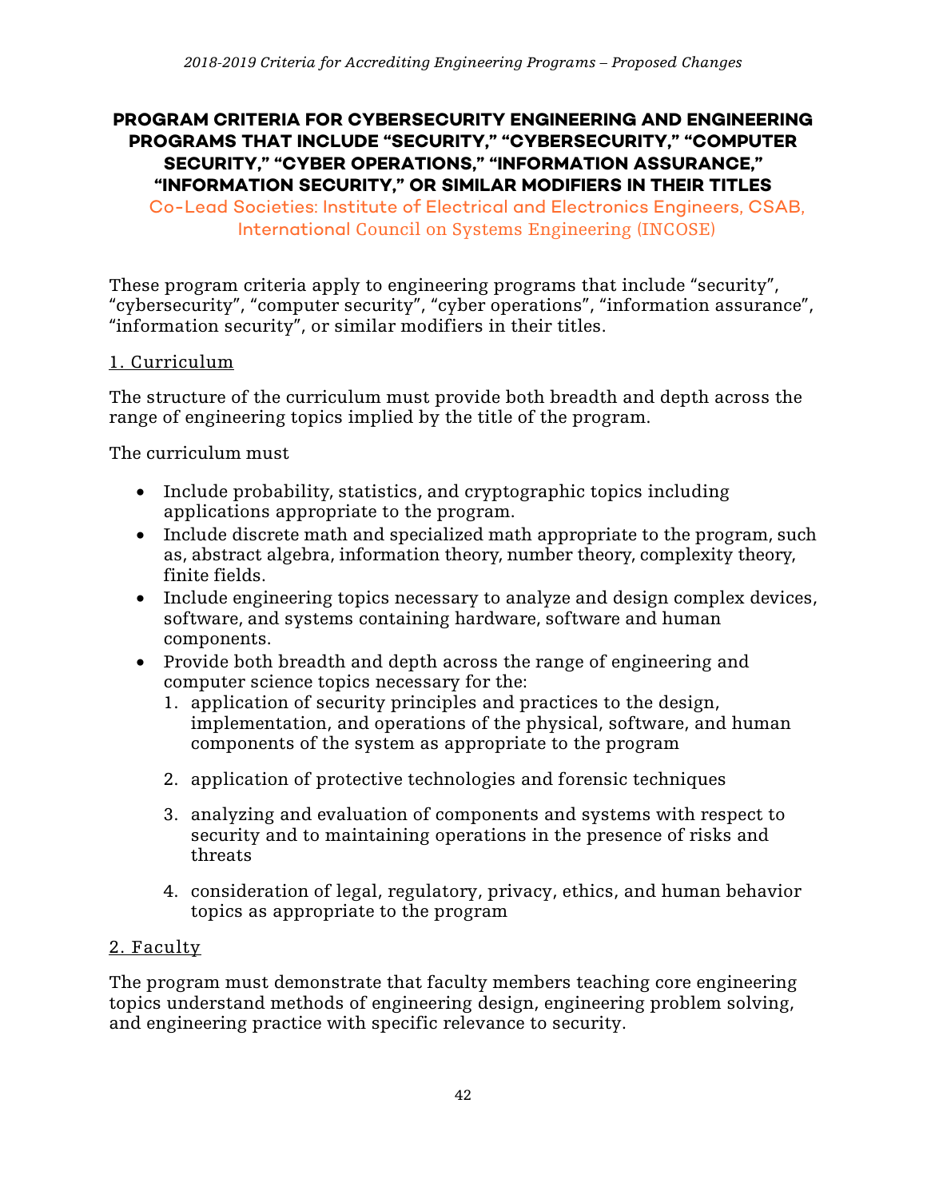## PROGRAM CRITERIA FOR CYBERSECURITY ENGINEERING AND ENGINEERING PROGRAMS THAT INCLUDE "SECURITY," "CYBERSECURITY," "COMPUTER SECURITY," "CYBER OPERATIONS," "INFORMATION ASSURANCE," "INFORMATION SECURITY," OR SIMILAR MODIFIERS IN THEIR TITLES

Co-Lead Societies: Institute of Electrical and Electronics Engineers, CSAB, International Council on Systems Engineering (INCOSE)

These program criteria apply to engineering programs that include "security", "cybersecurity", "computer security", "cyber operations", "information assurance", "information security", or similar modifiers in their titles.

### 1. Curriculum

The structure of the curriculum must provide both breadth and depth across the range of engineering topics implied by the title of the program.

The curriculum must

- Include probability, statistics, and cryptographic topics including applications appropriate to the program.
- Include discrete math and specialized math appropriate to the program, such as, abstract algebra, information theory, number theory, complexity theory, finite fields.
- Include engineering topics necessary to analyze and design complex devices, software, and systems containing hardware, software and human components.
- Provide both breadth and depth across the range of engineering and computer science topics necessary for the:
  1. application of security principles and practices to the design, implementation, and operations of the physical, software, and human components of the system as appropriate to the program
  2. application of protective technologies and forensic techniques
  3. analyzing and evaluation of components and systems with respect to security and to maintaining operations in the presence of risks and threats
  4. consideration of legal, regulatory, privacy, ethics, and human behavior topics as appropriate to the program

### 2. Faculty

The program must demonstrate that faculty members teaching core engineering topics understand methods of engineering design, engineering problem solving, and engineering practice with specific relevance to security.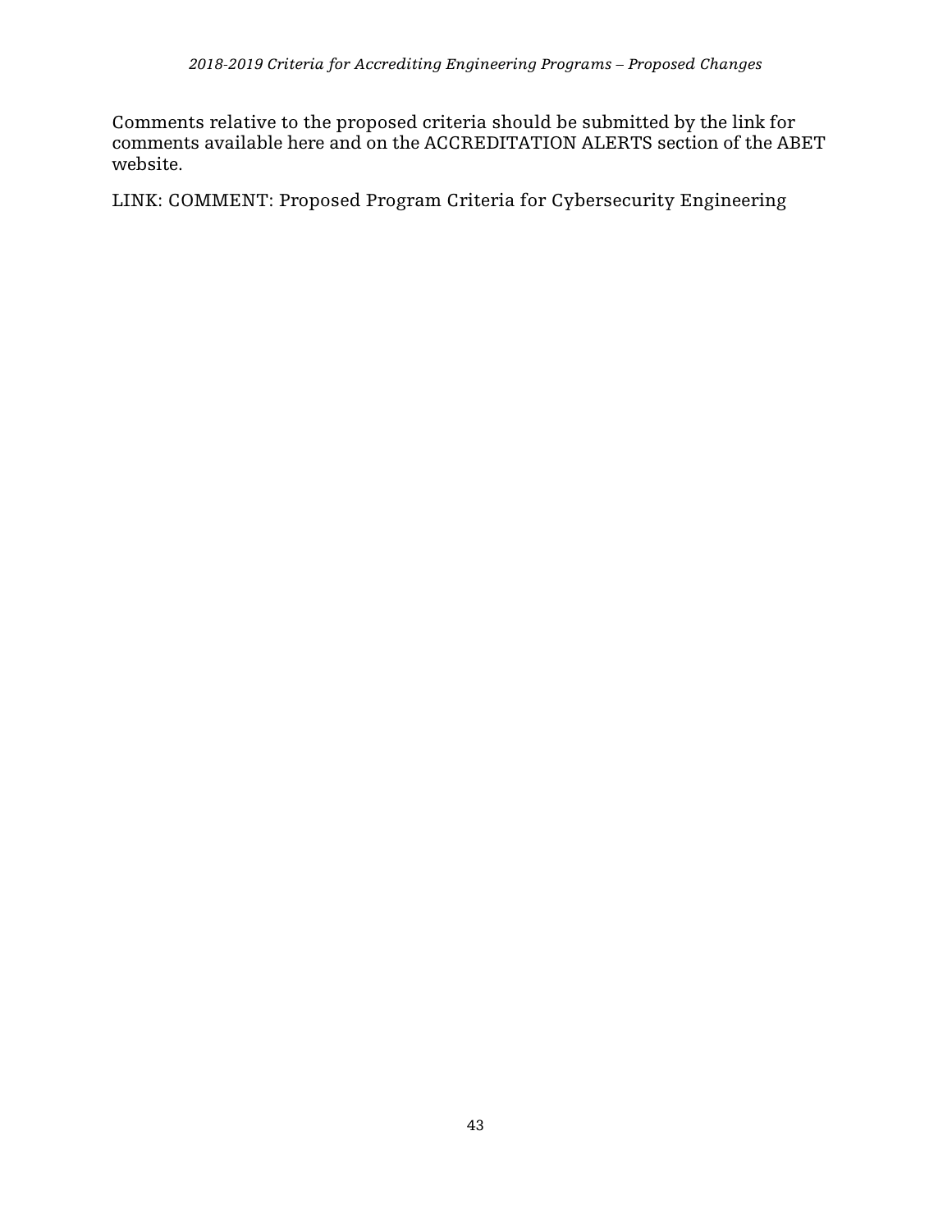Comments relative to the proposed criteria should be submitted by the link for comments available here and on the ACCREDITATION ALERTS section of the ABET website.

LINK: COMMENT: Proposed Program Criteria for Cybersecurity Engineering